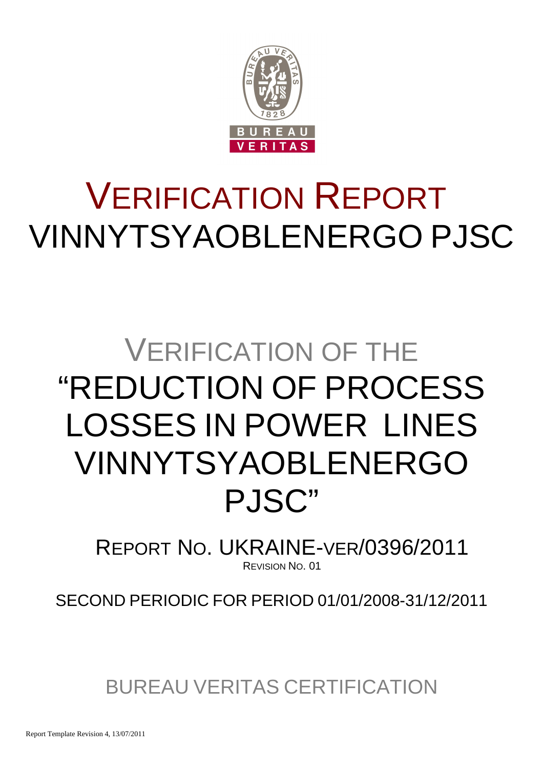# VERIFICATION REPORT
# VINNYTSYAOBLENERGO PJSC

## VERIFICATION OF THE "REDUCTION OF PROCESS LOSSES IN POWER LINES VINNYTSYAOBLENERGO PJSC"

REPORT NO. UKRAINE-VER/0396/2011
REVISION NO. 01

SECOND PERIODIC FOR PERIOD 01/01/2008-31/12/2011

BUREAU VERITAS CERTIFICATION

Report Template Revision 4, 13/07/2011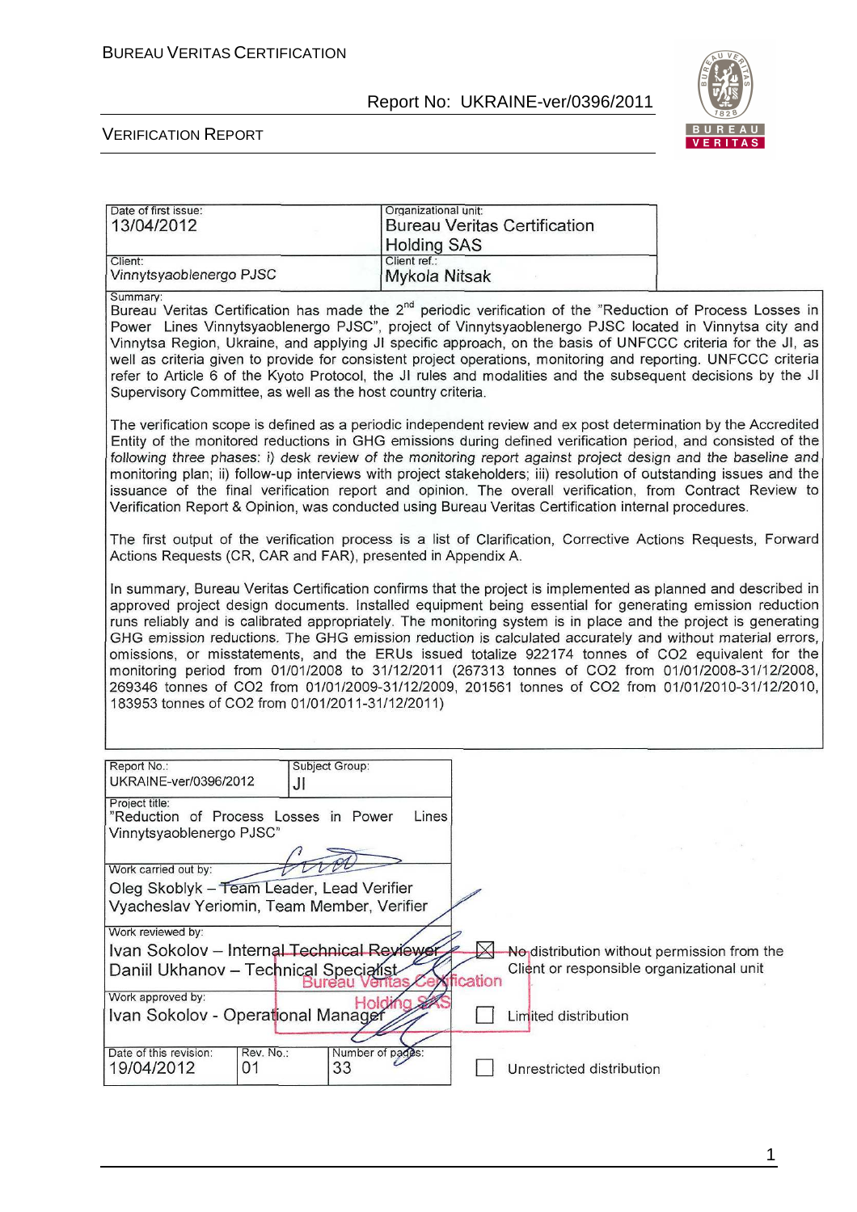| Date of first issue: | Organizational unit: |
| --- | --- |
| 13/04/2012 | Bureau Veritas Certification Holding SAS |
| Client: Vinnytsyaoblenergo PJSC | Client ref.: Mykola Nitsak |

Summary:

Bureau Veritas Certification has made the 2nd periodic verification of the "Reduction of Process Losses in Power Lines Vinnytsyaoblenergo PJSC", project of Vinnytsyaoblenergo PJSC located in Vinnytsa city and Vinnytsa Region, Ukraine, and applying JI specific approach, on the basis of UNFCCC criteria for the JI, as well as criteria given to provide for consistent project operations, monitoring and reporting. UNFCCC criteria refer to Article 6 of the Kyoto Protocol, the JI rules and modalities and the subsequent decisions by the JI Supervisory Committee, as well as the host country criteria.

The verification scope is defined as a periodic independent review and ex post determination by the Accredited Entity of the monitored reductions in GHG emissions during defined verification period, and consisted of the following three phases: i) *desk review of the monitoring report against project design and the baseline and* monitoring plan; ii) follow-up interviews with project stakeholders; iii) resolution of outstanding issues and the issuance of the final verification report and opinion. The overall verification, from Contract Review to Verification Report & Opinion, was conducted using Bureau Veritas Certification internal procedures.

The first output of the verification process is a list of Clarification, Corrective Actions Requests, Forward Actions Requests (CR, CAR and FAR), presented in Appendix A.

In summary, Bureau Veritas Certification confirms that the project is implemented as planned and described in approved project design documents. Installed equipment being essential for generating emission reduction runs reliably and is calibrated appropriately. The monitoring system is in place and the project is generating GHG emission reductions. The GHG emission reduction is calculated accurately and without material errors, omissions, or misstatements, and the ERUs issued totalize 922174 tonnes of CO2 equivalent for the monitoring period from 01/01/2008 to 31/12/2011 (267313 tonnes of CO2 from 01/01/2008-31/12/2008, 269346 tonnes of CO2 from 01/01/2009-31/12/2009, 201561 tonnes of CO2 from 01/01/2010-31/12/2010, 183953 tonnes of CO2 from 01/01/2011-31/12/2011)

| Report No.: UKRAINE-ver/0396/2012 | Subject Group: JI | |
| --- | --- | --- |
| Project title: "Reduction of Process Losses in Power Lines Vinnytsyaoblenergo PJSC" | | |
| Work carried out by: Oleg Skoblyk – Team Leader, Lead Verifier; Vyacheslav Yeriomin, Team Member, Verifier | | |
| Work reviewed by: Ivan Sokolov – Internal Technical Reviewer; Daniil Ukhanov – Technical Specialist | | ☒ No distribution without permission from the Client or responsible organizational unit |
| Work approved by: Ivan Sokolov - Operational Manager | | ☐ Limited distribution |
| Date of this revision: 19/04/2012 | Rev. No.: 01 | Number of pages: 33 |

☐ Unrestricted distribution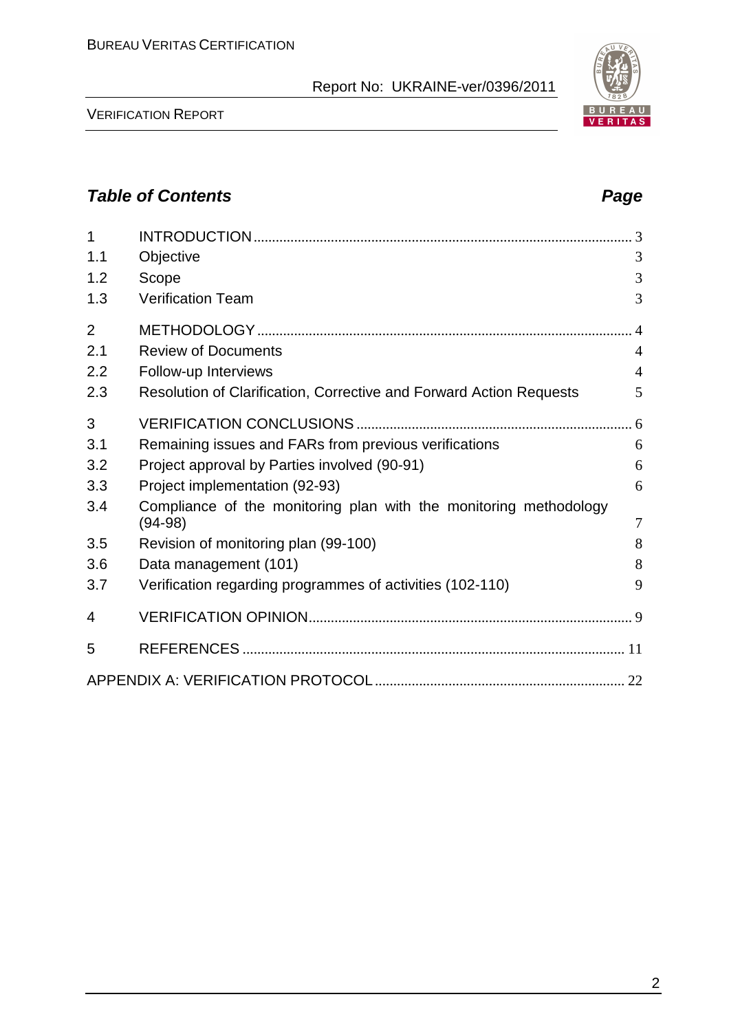## *Table of Contents* — *Page*

| | | |
|---|---|---|
| 1 | INTRODUCTION | 3 |
| 1.1 | Objective | 3 |
| 1.2 | Scope | 3 |
| 1.3 | Verification Team | 3 |
| 2 | METHODOLOGY | 4 |
| 2.1 | Review of Documents | 4 |
| 2.2 | Follow-up Interviews | 4 |
| 2.3 | Resolution of Clarification, Corrective and Forward Action Requests | 5 |
| 3 | VERIFICATION CONCLUSIONS | 6 |
| 3.1 | Remaining issues and FARs from previous verifications | 6 |
| 3.2 | Project approval by Parties involved (90-91) | 6 |
| 3.3 | Project implementation (92-93) | 6 |
| 3.4 | Compliance of the monitoring plan with the monitoring methodology (94-98) | 7 |
| 3.5 | Revision of monitoring plan (99-100) | 8 |
| 3.6 | Data management (101) | 8 |
| 3.7 | Verification regarding programmes of activities (102-110) | 9 |
| 4 | VERIFICATION OPINION | 9 |
| 5 | REFERENCES | 11 |
| | APPENDIX A: VERIFICATION PROTOCOL | 22 |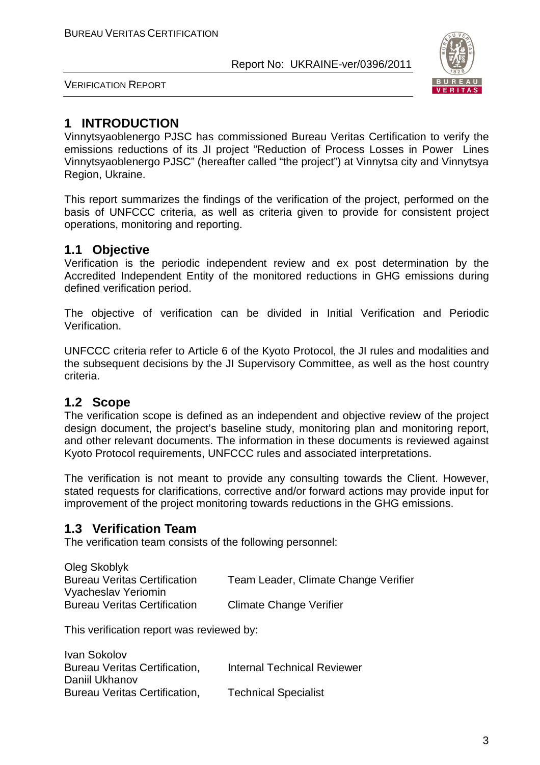# 1 INTRODUCTION

Vinnytsyaoblenergo PJSC has commissioned Bureau Veritas Certification to verify the emissions reductions of its JI project "Reduction of Process Losses in Power Lines Vinnytsyaoblenergo PJSC" (hereafter called "the project") at Vinnytsa city and Vinnytsya Region, Ukraine.

This report summarizes the findings of the verification of the project, performed on the basis of UNFCCC criteria, as well as criteria given to provide for consistent project operations, monitoring and reporting.

## 1.1 Objective

Verification is the periodic independent review and ex post determination by the Accredited Independent Entity of the monitored reductions in GHG emissions during defined verification period.

The objective of verification can be divided in Initial Verification and Periodic Verification.

UNFCCC criteria refer to Article 6 of the Kyoto Protocol, the JI rules and modalities and the subsequent decisions by the JI Supervisory Committee, as well as the host country criteria.

## 1.2 Scope

The verification scope is defined as an independent and objective review of the project design document, the project's baseline study, monitoring plan and monitoring report, and other relevant documents. The information in these documents is reviewed against Kyoto Protocol requirements, UNFCCC rules and associated interpretations.

The verification is not meant to provide any consulting towards the Client. However, stated requests for clarifications, corrective and/or forward actions may provide input for improvement of the project monitoring towards reductions in the GHG emissions.

## 1.3 Verification Team

The verification team consists of the following personnel:

Oleg Skoblyk
Bureau Veritas Certification — Team Leader, Climate Change Verifier

Vyacheslav Yeriomin
Bureau Veritas Certification — Climate Change Verifier

This verification report was reviewed by:

Ivan Sokolov
Bureau Veritas Certification, — Internal Technical Reviewer

Daniil Ukhanov
Bureau Veritas Certification, — Technical Specialist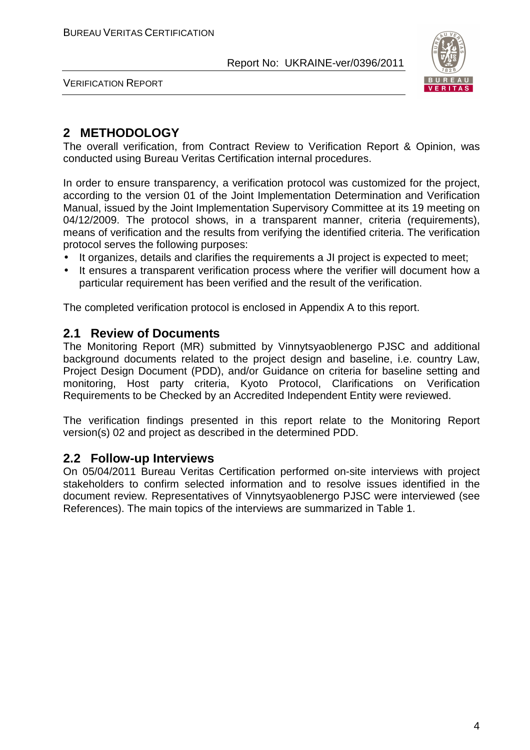## 2 METHODOLOGY

The overall verification, from Contract Review to Verification Report & Opinion, was conducted using Bureau Veritas Certification internal procedures.

In order to ensure transparency, a verification protocol was customized for the project, according to the version 01 of the Joint Implementation Determination and Verification Manual, issued by the Joint Implementation Supervisory Committee at its 19 meeting on 04/12/2009. The protocol shows, in a transparent manner, criteria (requirements), means of verification and the results from verifying the identified criteria. The verification protocol serves the following purposes:

- It organizes, details and clarifies the requirements a JI project is expected to meet;
- It ensures a transparent verification process where the verifier will document how a particular requirement has been verified and the result of the verification.

The completed verification protocol is enclosed in Appendix A to this report.

### 2.1 Review of Documents

The Monitoring Report (MR) submitted by Vinnytsyaoblenergo PJSC and additional background documents related to the project design and baseline, i.e. country Law, Project Design Document (PDD), and/or Guidance on criteria for baseline setting and monitoring, Host party criteria, Kyoto Protocol, Clarifications on Verification Requirements to be Checked by an Accredited Independent Entity were reviewed.

The verification findings presented in this report relate to the Monitoring Report version(s) 02 and project as described in the determined PDD.

### 2.2 Follow-up Interviews

On 05/04/2011 Bureau Veritas Certification performed on-site interviews with project stakeholders to confirm selected information and to resolve issues identified in the document review. Representatives of Vinnytsyaoblenergo PJSC were interviewed (see References). The main topics of the interviews are summarized in Table 1.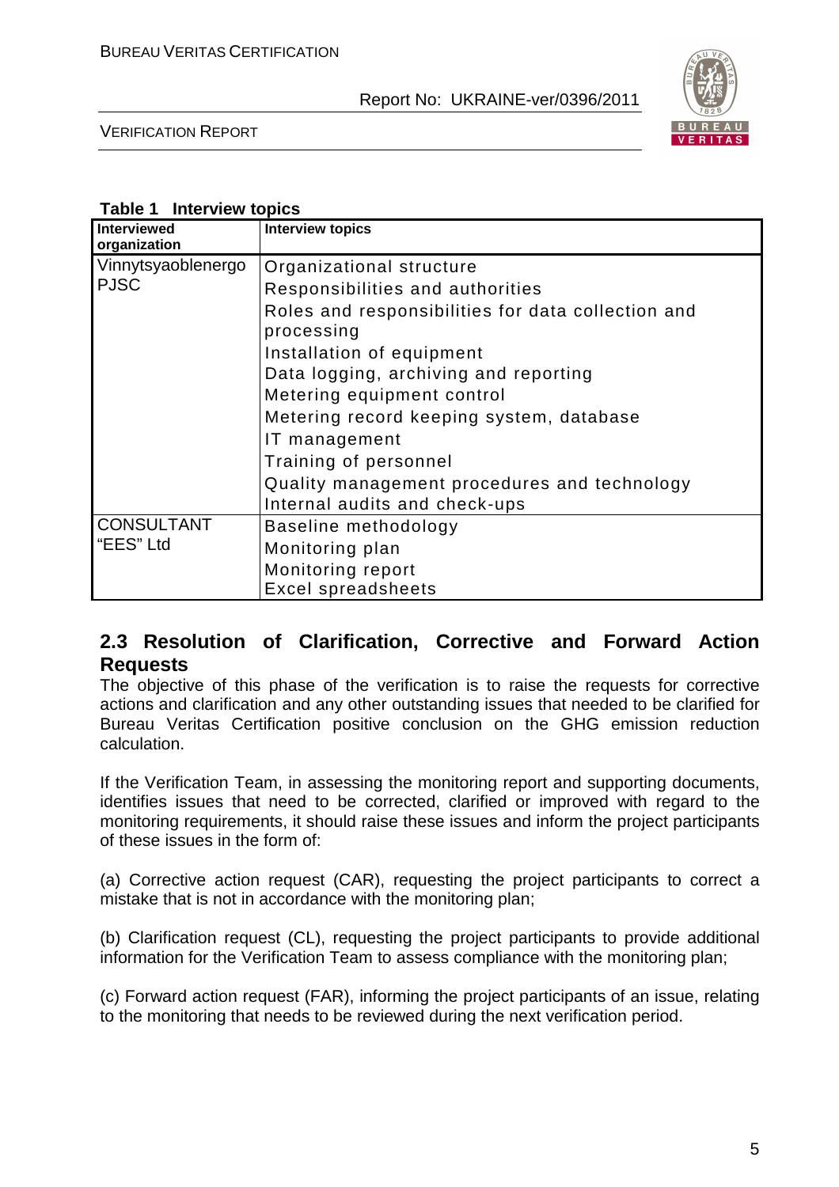**Table 1 Interview topics**

| Interviewed organization | Interview topics |
|---|---|
| Vinnytsyaoblenergo PJSC | Organizational structure<br>Responsibilities and authorities<br>Roles and responsibilities for data collection and processing<br>Installation of equipment<br>Data logging, archiving and reporting<br>Metering equipment control<br>Metering record keeping system, database<br>IT management<br>Training of personnel<br>Quality management procedures and technology<br>Internal audits and check-ups |
| CONSULTANT "EES" Ltd | Baseline methodology<br>Monitoring plan<br>Monitoring report<br>Excel spreadsheets |

## 2.3 Resolution of Clarification, Corrective and Forward Action Requests

The objective of this phase of the verification is to raise the requests for corrective actions and clarification and any other outstanding issues that needed to be clarified for Bureau Veritas Certification positive conclusion on the GHG emission reduction calculation.

If the Verification Team, in assessing the monitoring report and supporting documents, identifies issues that need to be corrected, clarified or improved with regard to the monitoring requirements, it should raise these issues and inform the project participants of these issues in the form of:

(a) Corrective action request (CAR), requesting the project participants to correct a mistake that is not in accordance with the monitoring plan;

(b) Clarification request (CL), requesting the project participants to provide additional information for the Verification Team to assess compliance with the monitoring plan;

(c) Forward action request (FAR), informing the project participants of an issue, relating to the monitoring that needs to be reviewed during the next verification period.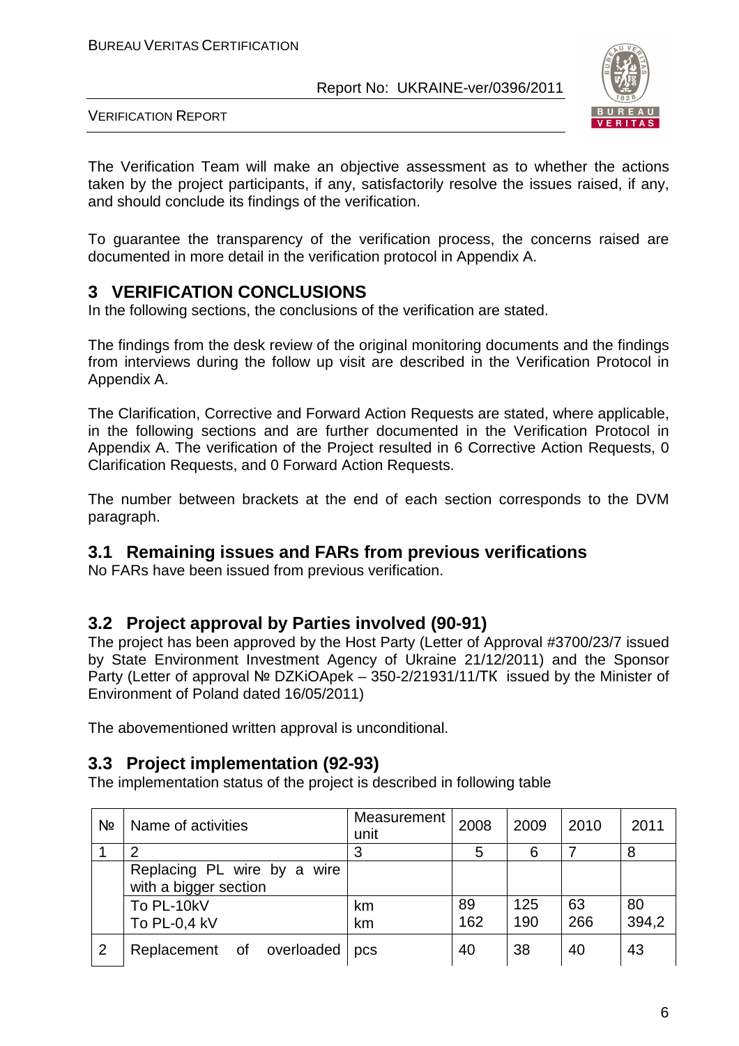The Verification Team will make an objective assessment as to whether the actions taken by the project participants, if any, satisfactorily resolve the issues raised, if any, and should conclude its findings of the verification.

To guarantee the transparency of the verification process, the concerns raised are documented in more detail in the verification protocol in Appendix A.

# 3 VERIFICATION CONCLUSIONS

In the following sections, the conclusions of the verification are stated.

The findings from the desk review of the original monitoring documents and the findings from interviews during the follow up visit are described in the Verification Protocol in Appendix A.

The Clarification, Corrective and Forward Action Requests are stated, where applicable, in the following sections and are further documented in the Verification Protocol in Appendix A. The verification of the Project resulted in 6 Corrective Action Requests, 0 Clarification Requests, and 0 Forward Action Requests.

The number between brackets at the end of each section corresponds to the DVM paragraph.

## 3.1 Remaining issues and FARs from previous verifications

No FARs have been issued from previous verification.

## 3.2 Project approval by Parties involved (90-91)

The project has been approved by the Host Party (Letter of Approval #3700/23/7 issued by State Environment Investment Agency of Ukraine 21/12/2011) and the Sponsor Party (Letter of approval № DZKiOApek – 350-2/21931/11/TK issued by the Minister of Environment of Poland dated 16/05/2011)

The abovementioned written approval is unconditional.

## 3.3 Project implementation (92-93)

The implementation status of the project is described in following table

| № | Name of activities | Measurement unit | 2008 | 2009 | 2010 | 2011 |
|---|---|---|---|---|---|---|
| 1 | 2 | 3 | 5 | 6 | 7 | 8 |
| | Replacing PL wire by a wire with a bigger section | | | | | |
| | To PL-10kV<br>To PL-0,4 kV | km<br>km | 89<br>162 | 125<br>190 | 63<br>266 | 80<br>394,2 |
| 2 | Replacement of overloaded | pcs | 40 | 38 | 40 | 43 |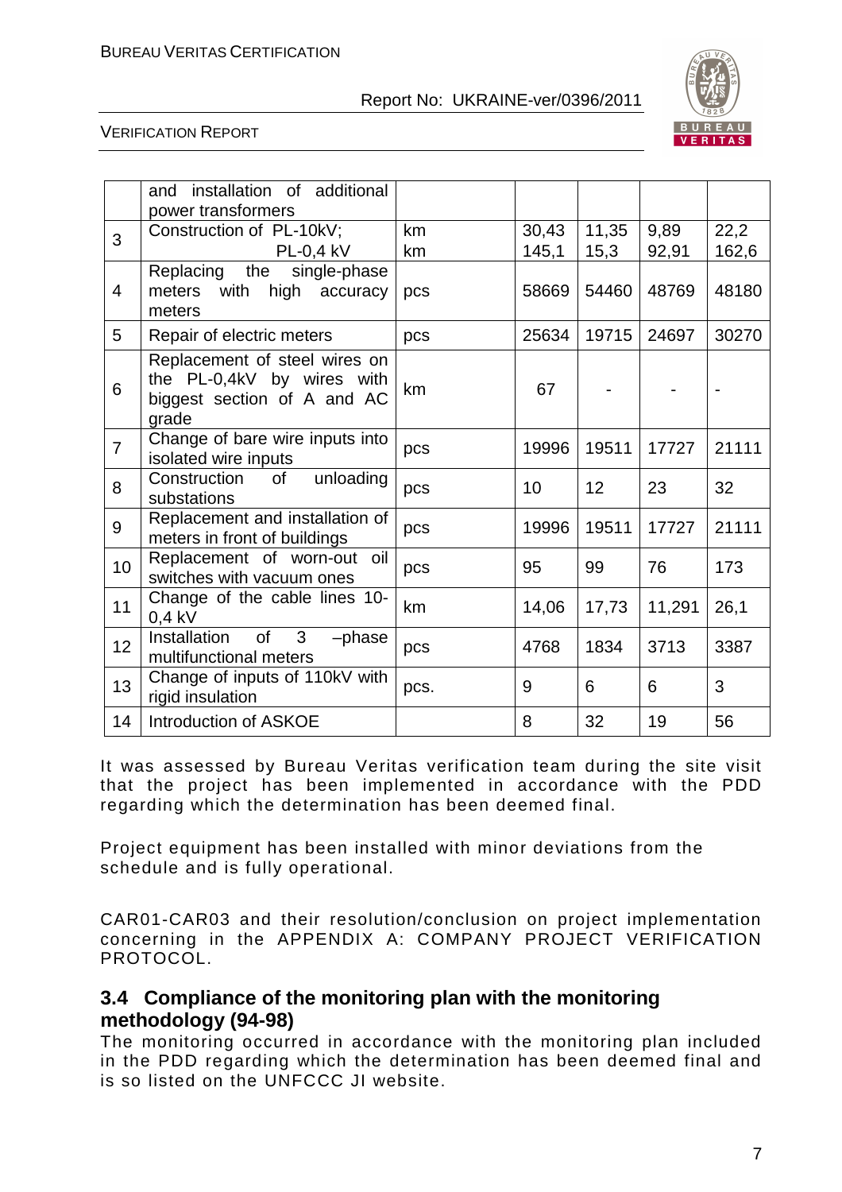|  | and installation of additional power transformers |  |  |  |  |  |
|---|---|---|---|---|---|---|
| 3 | Construction of PL-10kV; PL-0,4 kV | km km | 30,43 145,1 | 11,35 15,3 | 9,89 92,91 | 22,2 162,6 |
| 4 | Replacing the single-phase meters with high accuracy meters | pcs | 58669 | 54460 | 48769 | 48180 |
| 5 | Repair of electric meters | pcs | 25634 | 19715 | 24697 | 30270 |
| 6 | Replacement of steel wires on the PL-0,4kV by wires with biggest section of A and AC grade | km | 67 | - | - | - |
| 7 | Change of bare wire inputs into isolated wire inputs | pcs | 19996 | 19511 | 17727 | 21111 |
| 8 | Construction of unloading substations | pcs | 10 | 12 | 23 | 32 |
| 9 | Replacement and installation of meters in front of buildings | pcs | 19996 | 19511 | 17727 | 21111 |
| 10 | Replacement of worn-out oil switches with vacuum ones | pcs | 95 | 99 | 76 | 173 |
| 11 | Change of the cable lines 10-0,4 kV | km | 14,06 | 17,73 | 11,291 | 26,1 |
| 12 | Installation of 3 –phase multifunctional meters | pcs | 4768 | 1834 | 3713 | 3387 |
| 13 | Change of inputs of 110kV with rigid insulation | pcs. | 9 | 6 | 6 | 3 |
| 14 | Introduction of ASKOE |  | 8 | 32 | 19 | 56 |

It was assessed by Bureau Veritas verification team during the site visit that the project has been implemented in accordance with the PDD regarding which the determination has been deemed final.

Project equipment has been installed with minor deviations from the schedule and is fully operational.

CAR01-CAR03 and their resolution/conclusion on project implementation concerning in the APPENDIX A: COMPANY PROJECT VERIFICATION PROTOCOL.

## 3.4 Compliance of the monitoring plan with the monitoring methodology (94-98)

The monitoring occurred in accordance with the monitoring plan included in the PDD regarding which the determination has been deemed final and is so listed on the UNFCCC JI website.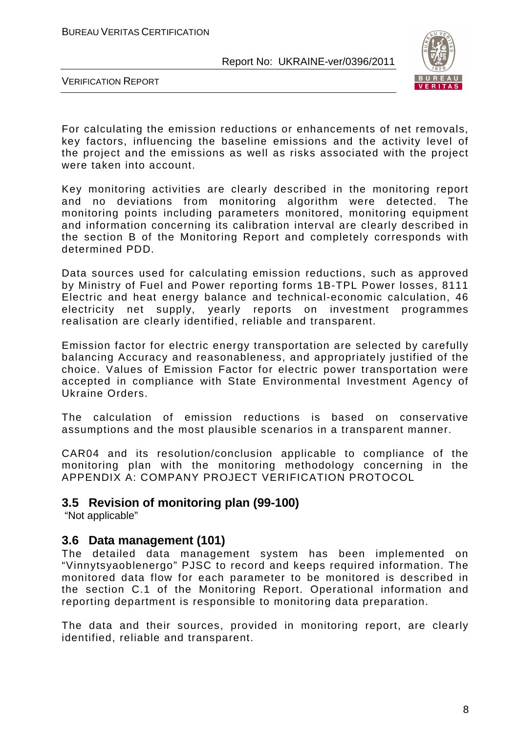For calculating the emission reductions or enhancements of net removals, key factors, influencing the baseline emissions and the activity level of the project and the emissions as well as risks associated with the project were taken into account.

Key monitoring activities are clearly described in the monitoring report and no deviations from monitoring algorithm were detected. The monitoring points including parameters monitored, monitoring equipment and information concerning its calibration interval are clearly described in the section B of the Monitoring Report and completely corresponds with determined PDD.

Data sources used for calculating emission reductions, such as approved by Ministry of Fuel and Power reporting forms 1B-TPL Power losses, 8111 Electric and heat energy balance and technical-economic calculation, 46 electricity net supply, yearly reports on investment programmes realisation are clearly identified, reliable and transparent.

Emission factor for electric energy transportation are selected by carefully balancing Accuracy and reasonableness, and appropriately justified of the choice. Values of Emission Factor for electric power transportation were accepted in compliance with State Environmental Investment Agency of Ukraine Orders.

The calculation of emission reductions is based on conservative assumptions and the most plausible scenarios in a transparent manner.

CAR04 and its resolution/conclusion applicable to compliance of the monitoring plan with the monitoring methodology concerning in the APPENDIX A: COMPANY PROJECT VERIFICATION PROTOCOL

## 3.5 Revision of monitoring plan (99-100)

"Not applicable"

## 3.6 Data management (101)

The detailed data management system has been implemented on "Vinnytsyaoblenergo" PJSC to record and keeps required information. The monitored data flow for each parameter to be monitored is described in the section C.1 of the Monitoring Report. Operational information and reporting department is responsible to monitoring data preparation.

The data and their sources, provided in monitoring report, are clearly identified, reliable and transparent.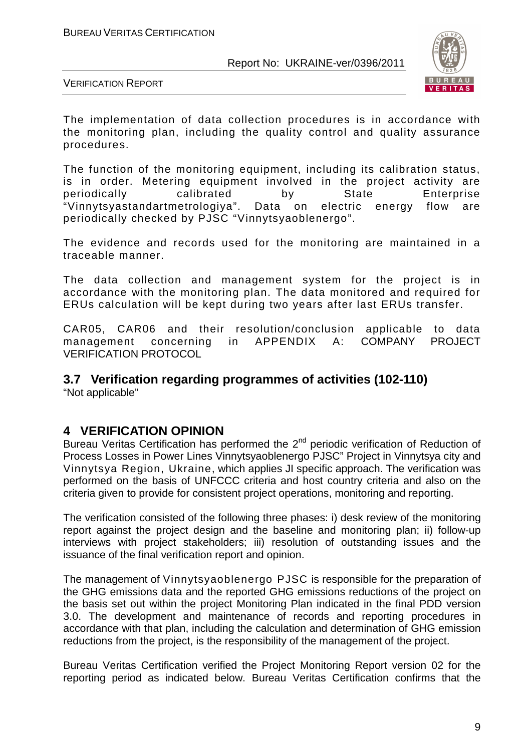The implementation of data collection procedures is in accordance with the monitoring plan, including the quality control and quality assurance procedures.

The function of the monitoring equipment, including its calibration status, is in order. Metering equipment involved in the project activity are periodically calibrated by State Enterprise "Vinnytsyastandartmetrologiya". Data on electric energy flow are periodically checked by PJSC "Vinnytsyaoblenergo".

The evidence and records used for the monitoring are maintained in a traceable manner.

The data collection and management system for the project is in accordance with the monitoring plan. The data monitored and required for ERUs calculation will be kept during two years after last ERUs transfer.

CAR05, CAR06 and their resolution/conclusion applicable to data management concerning in APPENDIX A: COMPANY PROJECT VERIFICATION PROTOCOL

## 3.7 Verification regarding programmes of activities (102-110)

"Not applicable"

# 4 VERIFICATION OPINION

Bureau Veritas Certification has performed the 2nd periodic verification of Reduction of Process Losses in Power Lines Vinnytsyaoblenergo PJSC" Project in Vinnytsya city and Vinnytsya Region, Ukraine, which applies JI specific approach. The verification was performed on the basis of UNFCCC criteria and host country criteria and also on the criteria given to provide for consistent project operations, monitoring and reporting.

The verification consisted of the following three phases: i) desk review of the monitoring report against the project design and the baseline and monitoring plan; ii) follow-up interviews with project stakeholders; iii) resolution of outstanding issues and the issuance of the final verification report and opinion.

The management of Vinnytsyaoblenergo PJSC is responsible for the preparation of the GHG emissions data and the reported GHG emissions reductions of the project on the basis set out within the project Monitoring Plan indicated in the final PDD version 3.0. The development and maintenance of records and reporting procedures in accordance with that plan, including the calculation and determination of GHG emission reductions from the project, is the responsibility of the management of the project.

Bureau Veritas Certification verified the Project Monitoring Report version 02 for the reporting period as indicated below. Bureau Veritas Certification confirms that the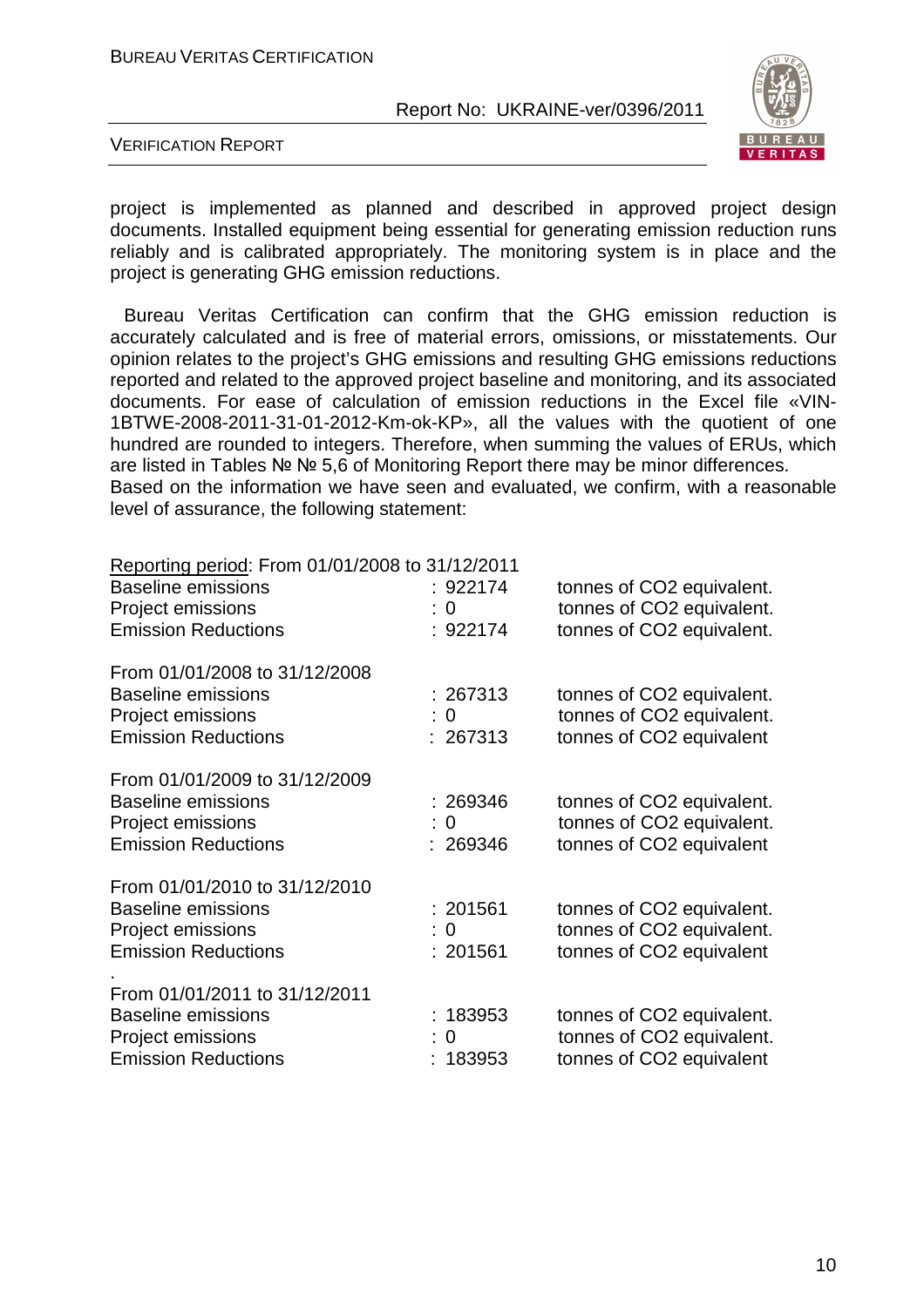project is implemented as planned and described in approved project design documents. Installed equipment being essential for generating emission reduction runs reliably and is calibrated appropriately. The monitoring system is in place and the project is generating GHG emission reductions.

Bureau Veritas Certification can confirm that the GHG emission reduction is accurately calculated and is free of material errors, omissions, or misstatements. Our opinion relates to the project's GHG emissions and resulting GHG emissions reductions reported and related to the approved project baseline and monitoring, and its associated documents. For ease of calculation of emission reductions in the Excel file «VIN-1BTWE-2008-2011-31-01-2012-Km-ok-KP», all the values with the quotient of one hundred are rounded to integers. Therefore, when summing the values of ERUs, which are listed in Tables № № 5,6 of Monitoring Report there may be minor differences.
Based on the information we have seen and evaluated, we confirm, with a reasonable level of assurance, the following statement:

Reporting period: From 01/01/2008 to 31/12/2011

| | | |
|---|---|---|
| Baseline emissions | : 922174 | tonnes of $CO_2$ equivalent. |
| Project emissions | : 0 | tonnes of $CO_2$ equivalent. |
| Emission Reductions | : 922174 | tonnes of $CO_2$ equivalent. |

From 01/01/2008 to 31/12/2008

| | | |
|---|---|---|
| Baseline emissions | : 267313 | tonnes of $CO_2$ equivalent. |
| Project emissions | : 0 | tonnes of $CO_2$ equivalent. |
| Emission Reductions | : 267313 | tonnes of $CO_2$ equivalent |

From 01/01/2009 to 31/12/2009

| | | |
|---|---|---|
| Baseline emissions | : 269346 | tonnes of $CO_2$ equivalent. |
| Project emissions | : 0 | tonnes of $CO_2$ equivalent. |
| Emission Reductions | : 269346 | tonnes of $CO_2$ equivalent |

From 01/01/2010 to 31/12/2010

| | | |
|---|---|---|
| Baseline emissions | : 201561 | tonnes of $CO_2$ equivalent. |
| Project emissions | : 0 | tonnes of $CO_2$ equivalent. |
| Emission Reductions | : 201561 | tonnes of $CO_2$ equivalent |

From 01/01/2011 to 31/12/2011

| | | |
|---|---|---|
| Baseline emissions | : 183953 | tonnes of $CO_2$ equivalent. |
| Project emissions | : 0 | tonnes of $CO_2$ equivalent. |
| Emission Reductions | : 183953 | tonnes of $CO_2$ equivalent |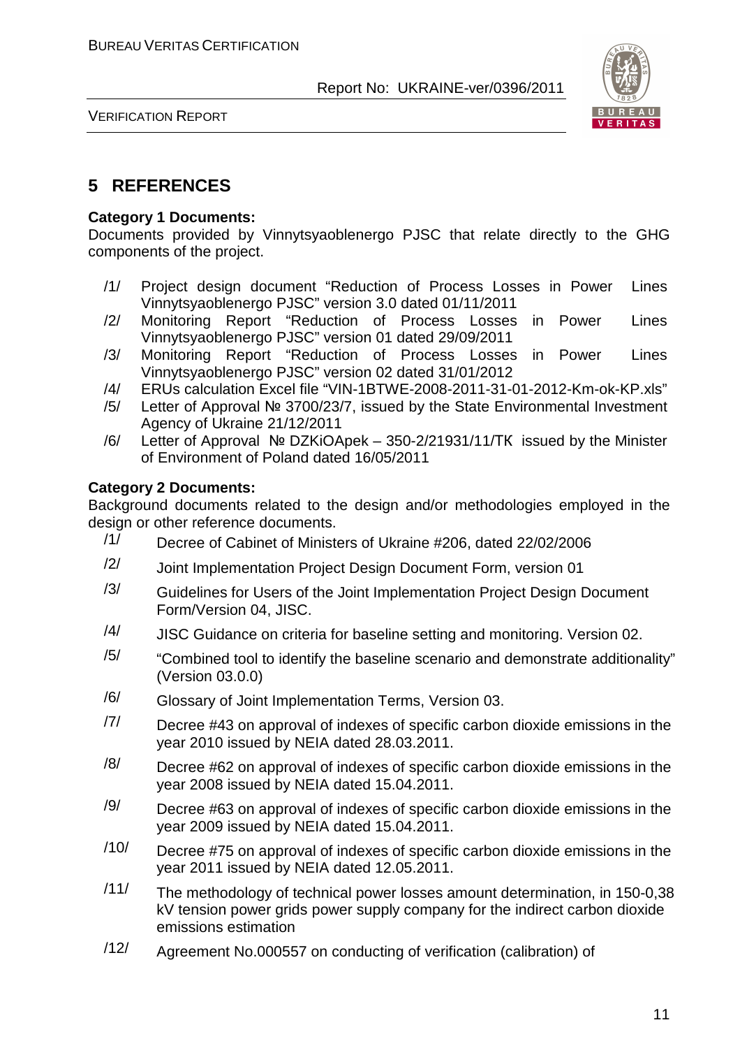# 5 REFERENCES

**Category 1 Documents:**

Documents provided by Vinnytsyaoblenergo PJSC that relate directly to the GHG components of the project.

/1/ Project design document "Reduction of Process Losses in Power Lines Vinnytsyaoblenergo PJSC" version 3.0 dated 01/11/2011

/2/ Monitoring Report "Reduction of Process Losses in Power Lines Vinnytsyaoblenergo PJSC" version 01 dated 29/09/2011

/3/ Monitoring Report "Reduction of Process Losses in Power Lines Vinnytsyaoblenergo PJSC" version 02 dated 31/01/2012

/4/ ERUs calculation Excel file "VIN-1BTWE-2008-2011-31-01-2012-Km-ok-KP.xls"

/5/ Letter of Approval № 3700/23/7, issued by the State Environmental Investment Agency of Ukraine 21/12/2011

/6/ Letter of Approval № DZKiOApek – 350-2/21931/11/TK issued by the Minister of Environment of Poland dated 16/05/2011

**Category 2 Documents:**

Background documents related to the design and/or methodologies employed in the design or other reference documents.

/1/ Decree of Cabinet of Ministers of Ukraine #206, dated 22/02/2006

/2/ Joint Implementation Project Design Document Form, version 01

/3/ Guidelines for Users of the Joint Implementation Project Design Document Form/Version 04, JISC.

/4/ JISC Guidance on criteria for baseline setting and monitoring. Version 02.

/5/ "Combined tool to identify the baseline scenario and demonstrate additionality" (Version 03.0.0)

/6/ Glossary of Joint Implementation Terms, Version 03.

/7/ Decree #43 on approval of indexes of specific carbon dioxide emissions in the year 2010 issued by NEIA dated 28.03.2011.

/8/ Decree #62 on approval of indexes of specific carbon dioxide emissions in the year 2008 issued by NEIA dated 15.04.2011.

/9/ Decree #63 on approval of indexes of specific carbon dioxide emissions in the year 2009 issued by NEIA dated 15.04.2011.

/10/ Decree #75 on approval of indexes of specific carbon dioxide emissions in the year 2011 issued by NEIA dated 12.05.2011.

/11/ The methodology of technical power losses amount determination, in 150-0,38 kV tension power grids power supply company for the indirect carbon dioxide emissions estimation

/12/ Agreement No.000557 on conducting of verification (calibration) of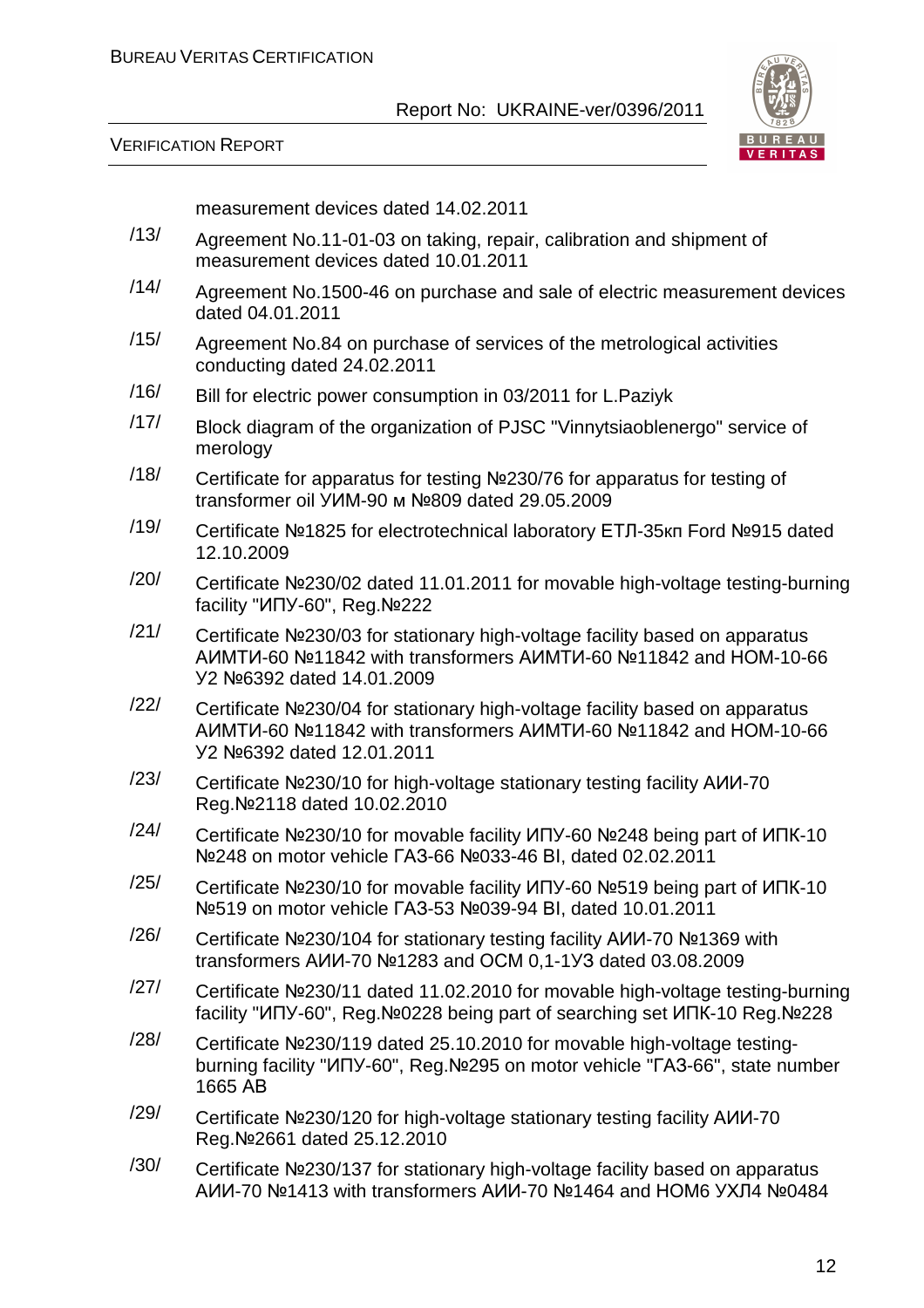measurement devices dated 14.02.2011

/13/ Agreement No.11-01-03 on taking, repair, calibration and shipment of measurement devices dated 10.01.2011

/14/ Agreement No.1500-46 on purchase and sale of electric measurement devices dated 04.01.2011

/15/ Agreement No.84 on purchase of services of the metrological activities conducting dated 24.02.2011

/16/ Bill for electric power consumption in 03/2011 for L.Paziyk

/17/ Block diagram of the organization of PJSC "Vinnytsiaoblenergo" service of merology

/18/ Certificate for apparatus for testing №230/76 for apparatus for testing of transformer oil УИМ-90 м №809 dated 29.05.2009

/19/ Certificate №1825 for electrotechnical laboratory ЕТЛ-35кп Ford №915 dated 12.10.2009

/20/ Certificate №230/02 dated 11.01.2011 for movable high-voltage testing-burning facility "ИПУ-60", Reg.№222

/21/ Certificate №230/03 for stationary high-voltage facility based on apparatus АИМТИ-60 №11842 with transformers АИМТИ-60 №11842 and НОМ-10-66 У2 №6392 dated 14.01.2009

/22/ Certificate №230/04 for stationary high-voltage facility based on apparatus АИМТИ-60 №11842 with transformers АИМТИ-60 №11842 and НОМ-10-66 У2 №6392 dated 12.01.2011

/23/ Certificate №230/10 for high-voltage stationary testing facility АИИ-70 Reg.№2118 dated 10.02.2010

/24/ Certificate №230/10 for movable facility ИПУ-60 №248 being part of ИПК-10 №248 on motor vehicle ГАЗ-66 №033-46 ВІ, dated 02.02.2011

/25/ Certificate №230/10 for movable facility ИПУ-60 №519 being part of ИПК-10 №519 on motor vehicle ГАЗ-53 №039-94 ВІ, dated 10.01.2011

/26/ Certificate №230/104 for stationary testing facility АИИ-70 №1369 with transformers АИИ-70 №1283 and ОСМ 0,1-1У3 dated 03.08.2009

/27/ Certificate №230/11 dated 11.02.2010 for movable high-voltage testing-burning facility "ИПУ-60", Reg.№0228 being part of searching set ИПК-10 Reg.№228

/28/ Certificate №230/119 dated 25.10.2010 for movable high-voltage testing-burning facility "ИПУ-60", Reg.№295 on motor vehicle "ГАЗ-66", state number 1665 АВ

/29/ Certificate №230/120 for high-voltage stationary testing facility АИИ-70 Reg.№2661 dated 25.12.2010

/30/ Certificate №230/137 for stationary high-voltage facility based on apparatus АИИ-70 №1413 with transformers АИИ-70 №1464 and НОМ6 УХЛ4 №0484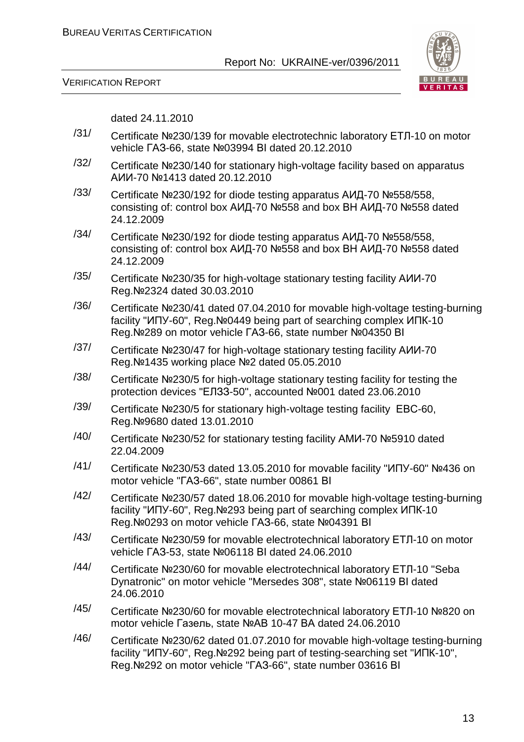dated 24.11.2010

/31/ Certificate №230/139 for movable electrotechnic laboratory ЕТЛ-10 on motor vehicle ГАЗ-66, state №03994 ВІ dated 20.12.2010

/32/ Certificate №230/140 for stationary high-voltage facility based on apparatus АИИ-70 №1413 dated 20.12.2010

/33/ Certificate №230/192 for diode testing apparatus АИД-70 №558/558, consisting of: control box АИД-70 №558 and box ВН АИД-70 №558 dated 24.12.2009

/34/ Certificate №230/192 for diode testing apparatus АИД-70 №558/558, consisting of: control box АИД-70 №558 and box ВН АИД-70 №558 dated 24.12.2009

/35/ Certificate №230/35 for high-voltage stationary testing facility АИИ-70 Reg.№2324 dated 30.03.2010

/36/ Certificate №230/41 dated 07.04.2010 for movable high-voltage testing-burning facility "ИПУ-60", Reg.№0449 being part of searching complex ИПК-10 Reg.№289 on motor vehicle ГАЗ-66, state number №04350 ВІ

/37/ Certificate №230/47 for high-voltage stationary testing facility АИИ-70 Reg.№1435 working place №2 dated 05.05.2010

/38/ Certificate №230/5 for high-voltage stationary testing facility for testing the protection devices "ЕЛЗЗ-50", accounted №001 dated 23.06.2010

/39/ Certificate №230/5 for stationary high-voltage testing facility ЕВС-60, Reg.№9680 dated 13.01.2010

/40/ Certificate №230/52 for stationary testing facility АМИ-70 №5910 dated 22.04.2009

/41/ Certificate №230/53 dated 13.05.2010 for movable facility "ИПУ-60" №436 on motor vehicle "ГАЗ-66", state number 00861 ВІ

/42/ Certificate №230/57 dated 18.06.2010 for movable high-voltage testing-burning facility "ИПУ-60", Reg.№293 being part of searching complex ИПК-10 Reg.№0293 on motor vehicle ГАЗ-66, state №04391 ВІ

/43/ Certificate №230/59 for movable electrotechnical laboratory ЕТЛ-10 on motor vehicle ГАЗ-53, state №06118 ВІ dated 24.06.2010

/44/ Certificate №230/60 for movable electrotechnical laboratory ЕТЛ-10 "Seba Dynatronic" on motor vehicle "Mersedes 308", state №06119 ВІ dated 24.06.2010

/45/ Certificate №230/60 for movable electrotechnical laboratory ЕТЛ-10 №820 on motor vehicle Газель, state №АВ 10-47 ВА dated 24.06.2010

/46/ Certificate №230/62 dated 01.07.2010 for movable high-voltage testing-burning facility "ИПУ-60", Reg.№292 being part of testing-searching set "ИПК-10", Reg.№292 on motor vehicle "ГАЗ-66", state number 03616 ВІ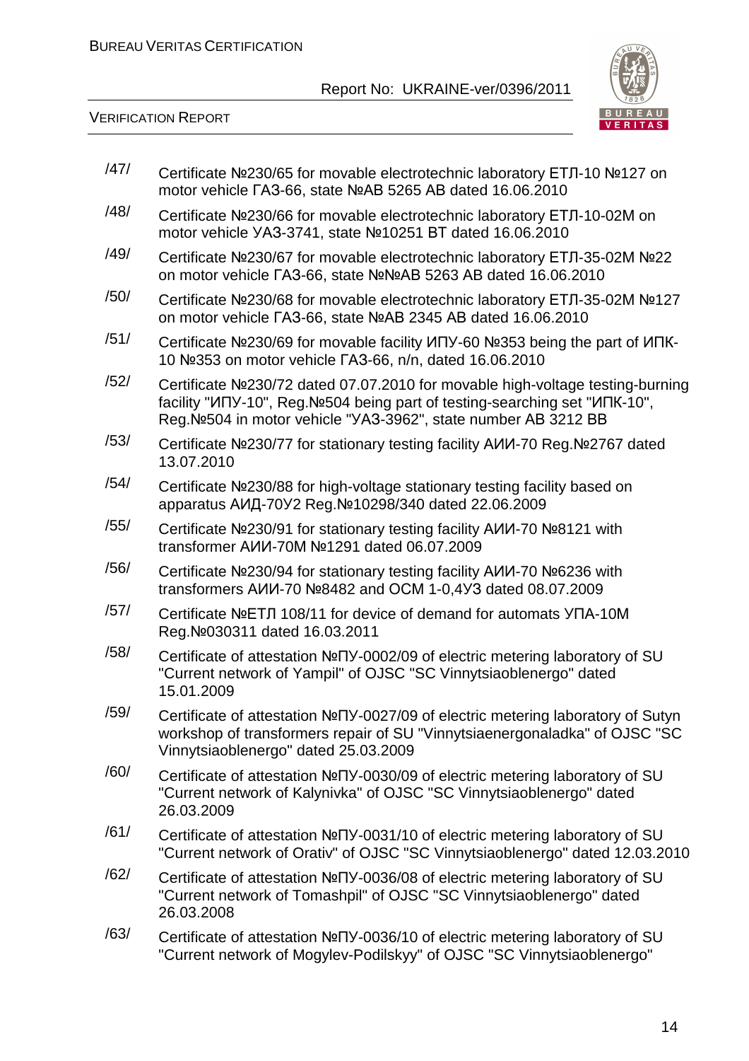/47/ Certificate №230/65 for movable electrotechnic laboratory ЕТЛ-10 №127 on motor vehicle ГАЗ-66, state №АВ 5265 АВ dated 16.06.2010

/48/ Certificate №230/66 for movable electrotechnic laboratory ЕТЛ-10-02М on motor vehicle УАЗ-3741, state №10251 ВТ dated 16.06.2010

/49/ Certificate №230/67 for movable electrotechnic laboratory ЕТЛ-35-02М №22 on motor vehicle ГАЗ-66, state №№АВ 5263 АВ dated 16.06.2010

/50/ Certificate №230/68 for movable electrotechnic laboratory ЕТЛ-35-02М №127 on motor vehicle ГАЗ-66, state №АВ 2345 АВ dated 16.06.2010

/51/ Certificate №230/69 for movable facility ИПУ-60 №353 being the part of ИПК-10 №353 on motor vehicle ГАЗ-66, n/n, dated 16.06.2010

/52/ Certificate №230/72 dated 07.07.2010 for movable high-voltage testing-burning facility "ИПУ-10", Reg.№504 being part of testing-searching set "ИПК-10", Reg.№504 in motor vehicle "УАЗ-3962", state number АВ 3212 ВВ

/53/ Certificate №230/77 for stationary testing facility АИИ-70 Reg.№2767 dated 13.07.2010

/54/ Certificate №230/88 for high-voltage stationary testing facility based on apparatus АИД-70У2 Reg.№10298/340 dated 22.06.2009

/55/ Certificate №230/91 for stationary testing facility АИИ-70 №8121 with transformer АИИ-70М №1291 dated 06.07.2009

/56/ Certificate №230/94 for stationary testing facility АИИ-70 №6236 with transformers АИИ-70 №8482 and ОСМ 1-0,4УЗ dated 08.07.2009

/57/ Certificate №ЕТЛ 108/11 for device of demand for automats УПА-10М Reg.№030311 dated 16.03.2011

/58/ Certificate of attestation №ПУ-0002/09 of electric metering laboratory of SU "Current network of Yampil" of OJSC "SC Vinnytsiaoblenergo" dated 15.01.2009

/59/ Certificate of attestation №ПУ-0027/09 of electric metering laboratory of Sutyn workshop of transformers repair of SU "Vinnytsiaenergonaladka" of OJSC "SC Vinnytsiaoblenergo" dated 25.03.2009

/60/ Certificate of attestation №ПУ-0030/09 of electric metering laboratory of SU "Current network of Kalynivka" of OJSC "SC Vinnytsiaoblenergo" dated 26.03.2009

/61/ Certificate of attestation №ПУ-0031/10 of electric metering laboratory of SU "Current network of Orativ" of OJSC "SC Vinnytsiaoblenergo" dated 12.03.2010

/62/ Certificate of attestation №ПУ-0036/08 of electric metering laboratory of SU "Current network of Tomashpil" of OJSC "SC Vinnytsiaoblenergo" dated 26.03.2008

/63/ Certificate of attestation №ПУ-0036/10 of electric metering laboratory of SU "Current network of Mogylev-Podilskyy" of OJSC "SC Vinnytsiaoblenergo"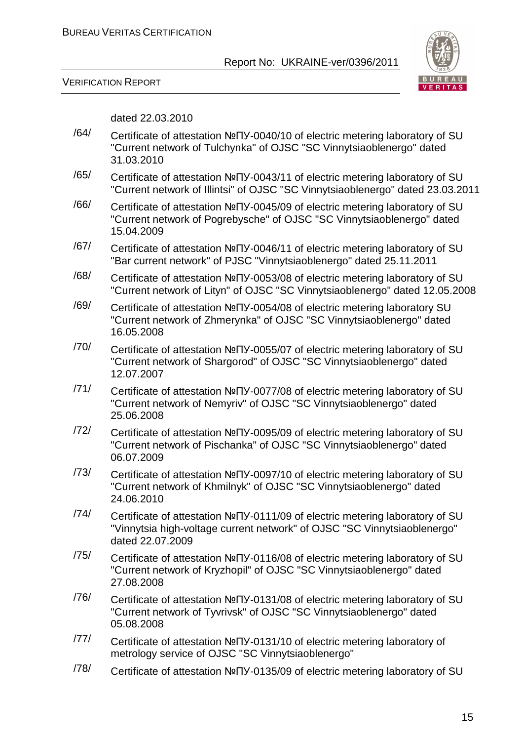dated 22.03.2010

/64/ Certificate of attestation №ПУ-0040/10 of electric metering laboratory of SU "Current network of Tulchynka" of OJSC "SC Vinnytsiaoblenergo" dated 31.03.2010

/65/ Certificate of attestation №ПУ-0043/11 of electric metering laboratory of SU "Current network of Illintsi" of OJSC "SC Vinnytsiaoblenergo" dated 23.03.2011

/66/ Certificate of attestation №ПУ-0045/09 of electric metering laboratory of SU "Current network of Pogrebysche" of OJSC "SC Vinnytsiaoblenergo" dated 15.04.2009

/67/ Certificate of attestation №ПУ-0046/11 of electric metering laboratory of SU "Bar current network" of PJSC "Vinnytsiaoblenergo" dated 25.11.2011

/68/ Certificate of attestation №ПУ-0053/08 of electric metering laboratory of SU "Current network of Lityn" of OJSC "SC Vinnytsiaoblenergo" dated 12.05.2008

/69/ Certificate of attestation №ПУ-0054/08 of electric metering laboratory SU "Current network of Zhmerynka" of OJSC "SC Vinnytsiaoblenergo" dated 16.05.2008

/70/ Certificate of attestation №ПУ-0055/07 of electric metering laboratory of SU "Current network of Shargorod" of OJSC "SC Vinnytsiaoblenergo" dated 12.07.2007

/71/ Certificate of attestation №ПУ-0077/08 of electric metering laboratory of SU "Current network of Nemyriv" of OJSC "SC Vinnytsiaoblenergo" dated 25.06.2008

/72/ Certificate of attestation №ПУ-0095/09 of electric metering laboratory of SU "Current network of Pischanka" of OJSC "SC Vinnytsiaoblenergo" dated 06.07.2009

/73/ Certificate of attestation №ПУ-0097/10 of electric metering laboratory of SU "Current network of Khmilnyk" of OJSC "SC Vinnytsiaoblenergo" dated 24.06.2010

/74/ Certificate of attestation №ПУ-0111/09 of electric metering laboratory of SU "Vinnytsia high-voltage current network" of OJSC "SC Vinnytsiaoblenergo" dated 22.07.2009

/75/ Certificate of attestation №ПУ-0116/08 of electric metering laboratory of SU "Current network of Kryzhopil" of OJSC "SC Vinnytsiaoblenergo" dated 27.08.2008

/76/ Certificate of attestation №ПУ-0131/08 of electric metering laboratory of SU "Current network of Tyvrivsk" of OJSC "SC Vinnytsiaoblenergo" dated 05.08.2008

/77/ Certificate of attestation №ПУ-0131/10 of electric metering laboratory of metrology service of OJSC "SC Vinnytsiaoblenergo"

/78/ Certificate of attestation №ПУ-0135/09 of electric metering laboratory of SU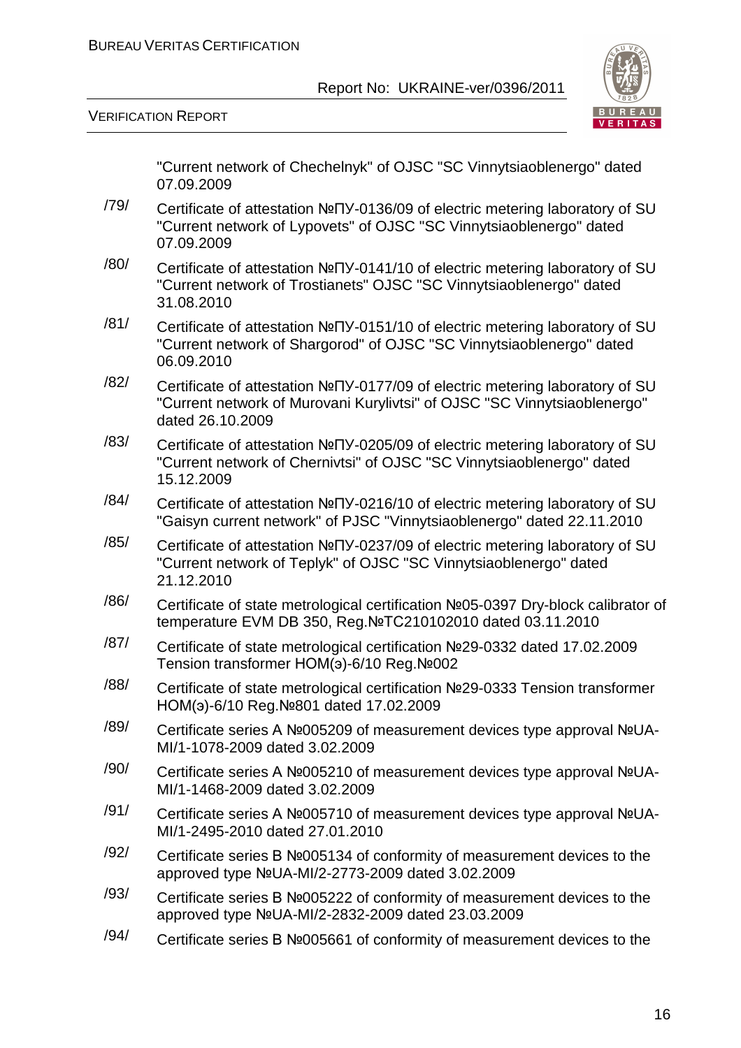"Current network of Chechelnyk" of OJSC "SC Vinnytsiaoblenergo" dated 07.09.2009

/79/ Certificate of attestation №ПУ-0136/09 of electric metering laboratory of SU "Current network of Lypovets" of OJSC "SC Vinnytsiaoblenergo" dated 07.09.2009

/80/ Certificate of attestation №ПУ-0141/10 of electric metering laboratory of SU "Current network of Trostianets" OJSC "SC Vinnytsiaoblenergo" dated 31.08.2010

/81/ Certificate of attestation №ПУ-0151/10 of electric metering laboratory of SU "Current network of Shargorod" of OJSC "SC Vinnytsiaoblenergo" dated 06.09.2010

/82/ Certificate of attestation №ПУ-0177/09 of electric metering laboratory of SU "Current network of Murovani Kurylivtsi" of OJSC "SC Vinnytsiaoblenergo" dated 26.10.2009

/83/ Certificate of attestation №ПУ-0205/09 of electric metering laboratory of SU "Current network of Chernivtsi" of OJSC "SC Vinnytsiaoblenergo" dated 15.12.2009

/84/ Certificate of attestation №ПУ-0216/10 of electric metering laboratory of SU "Gaisyn current network" of PJSC "Vinnytsiaoblenergo" dated 22.11.2010

/85/ Certificate of attestation №ПУ-0237/09 of electric metering laboratory of SU "Current network of Teplyk" of OJSC "SC Vinnytsiaoblenergo" dated 21.12.2010

/86/ Certificate of state metrological certification №05-0397 Dry-block calibrator of temperature EVM DB 350, Reg.№TC210102010 dated 03.11.2010

/87/ Certificate of state metrological certification №29-0332 dated 17.02.2009 Tension transformer HOM(э)-6/10 Reg.№002

/88/ Certificate of state metrological certification №29-0333 Tension transformer HOM(э)-6/10 Reg.№801 dated 17.02.2009

/89/ Certificate series A №005209 of measurement devices type approval №UA-MI/1-1078-2009 dated 3.02.2009

/90/ Certificate series A №005210 of measurement devices type approval №UA-MI/1-1468-2009 dated 3.02.2009

/91/ Certificate series A №005710 of measurement devices type approval №UA-MI/1-2495-2010 dated 27.01.2010

/92/ Certificate series B №005134 of conformity of measurement devices to the approved type №UA-MI/2-2773-2009 dated 3.02.2009

/93/ Certificate series B №005222 of conformity of measurement devices to the approved type №UA-MI/2-2832-2009 dated 23.03.2009

/94/ Certificate series B №005661 of conformity of measurement devices to the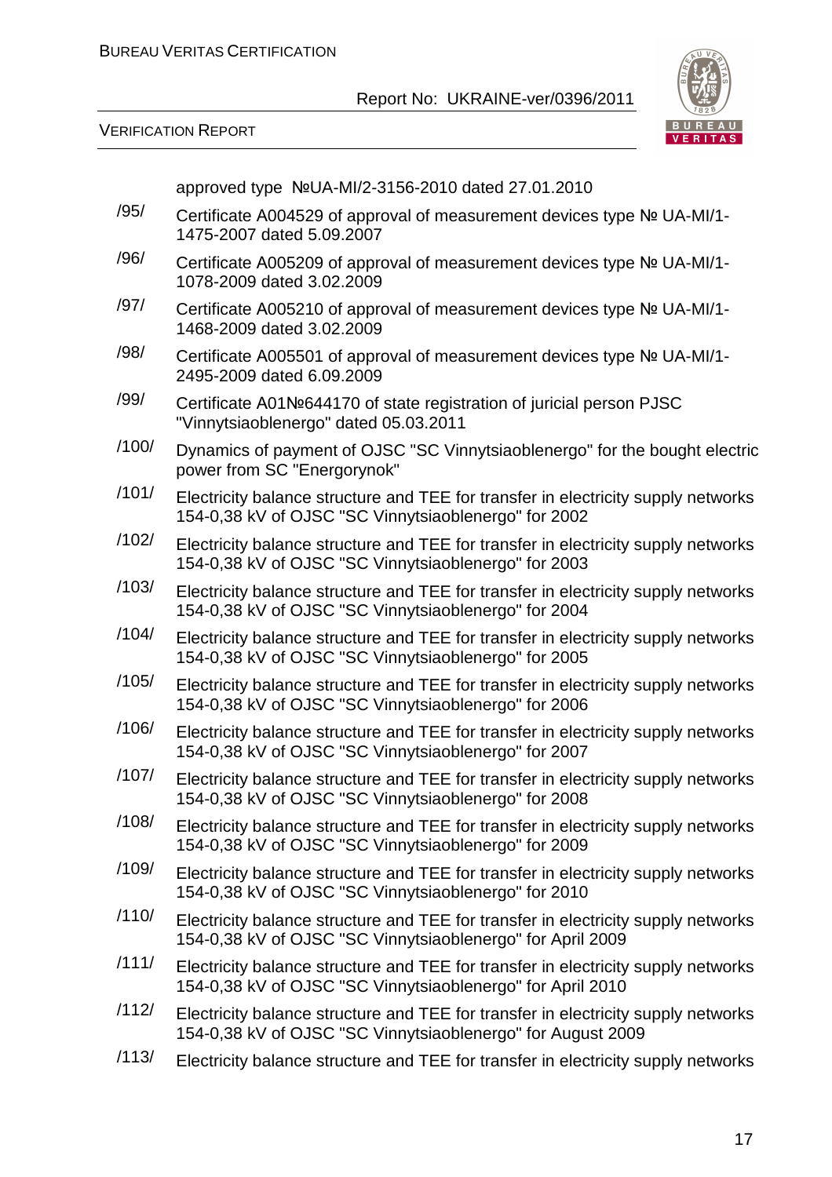approved type №UA-MI/2-3156-2010 dated 27.01.2010

/95/ Certificate A004529 of approval of measurement devices type № UA-MI/1-1475-2007 dated 5.09.2007

/96/ Certificate A005209 of approval of measurement devices type № UA-MI/1-1078-2009 dated 3.02.2009

/97/ Certificate A005210 of approval of measurement devices type № UA-MI/1-1468-2009 dated 3.02.2009

/98/ Certificate A005501 of approval of measurement devices type № UA-MI/1-2495-2009 dated 6.09.2009

/99/ Certificate A01№644170 of state registration of juricial person PJSC "Vinnytsiaoblenergo" dated 05.03.2011

/100/ Dynamics of payment of OJSC "SC Vinnytsiaoblenergo" for the bought electric power from SC "Energorynok"

/101/ Electricity balance structure and TEE for transfer in electricity supply networks 154-0,38 kV of OJSC "SC Vinnytsiaoblenergo" for 2002

/102/ Electricity balance structure and TEE for transfer in electricity supply networks 154-0,38 kV of OJSC "SC Vinnytsiaoblenergo" for 2003

/103/ Electricity balance structure and TEE for transfer in electricity supply networks 154-0,38 kV of OJSC "SC Vinnytsiaoblenergo" for 2004

/104/ Electricity balance structure and TEE for transfer in electricity supply networks 154-0,38 kV of OJSC "SC Vinnytsiaoblenergo" for 2005

/105/ Electricity balance structure and TEE for transfer in electricity supply networks 154-0,38 kV of OJSC "SC Vinnytsiaoblenergo" for 2006

/106/ Electricity balance structure and TEE for transfer in electricity supply networks 154-0,38 kV of OJSC "SC Vinnytsiaoblenergo" for 2007

/107/ Electricity balance structure and TEE for transfer in electricity supply networks 154-0,38 kV of OJSC "SC Vinnytsiaoblenergo" for 2008

/108/ Electricity balance structure and TEE for transfer in electricity supply networks 154-0,38 kV of OJSC "SC Vinnytsiaoblenergo" for 2009

/109/ Electricity balance structure and TEE for transfer in electricity supply networks 154-0,38 kV of OJSC "SC Vinnytsiaoblenergo" for 2010

/110/ Electricity balance structure and TEE for transfer in electricity supply networks 154-0,38 kV of OJSC "SC Vinnytsiaoblenergo" for April 2009

/111/ Electricity balance structure and TEE for transfer in electricity supply networks 154-0,38 kV of OJSC "SC Vinnytsiaoblenergo" for April 2010

/112/ Electricity balance structure and TEE for transfer in electricity supply networks 154-0,38 kV of OJSC "SC Vinnytsiaoblenergo" for August 2009

/113/ Electricity balance structure and TEE for transfer in electricity supply networks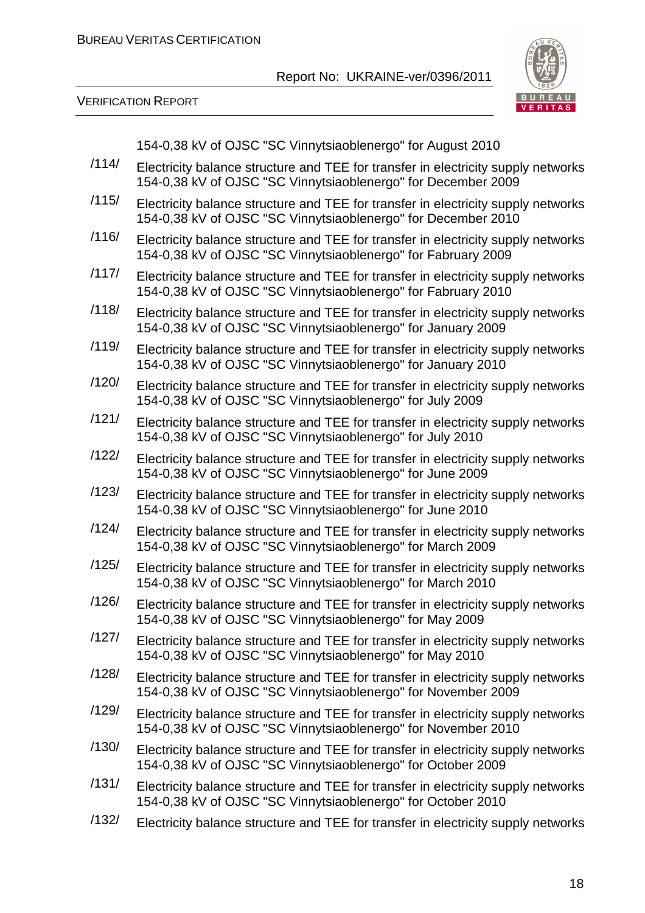154-0,38 kV of OJSC "SC Vinnytsiaoblenergo" for August 2010

/114/ Electricity balance structure and TEE for transfer in electricity supply networks 154-0,38 kV of OJSC "SC Vinnytsiaoblenergo" for December 2009

/115/ Electricity balance structure and TEE for transfer in electricity supply networks 154-0,38 kV of OJSC "SC Vinnytsiaoblenergo" for December 2010

/116/ Electricity balance structure and TEE for transfer in electricity supply networks 154-0,38 kV of OJSC "SC Vinnytsiaoblenergo" for Fabruary 2009

/117/ Electricity balance structure and TEE for transfer in electricity supply networks 154-0,38 kV of OJSC "SC Vinnytsiaoblenergo" for Fabruary 2010

/118/ Electricity balance structure and TEE for transfer in electricity supply networks 154-0,38 kV of OJSC "SC Vinnytsiaoblenergo" for January 2009

/119/ Electricity balance structure and TEE for transfer in electricity supply networks 154-0,38 kV of OJSC "SC Vinnytsiaoblenergo" for January 2010

/120/ Electricity balance structure and TEE for transfer in electricity supply networks 154-0,38 kV of OJSC "SC Vinnytsiaoblenergo" for July 2009

/121/ Electricity balance structure and TEE for transfer in electricity supply networks 154-0,38 kV of OJSC "SC Vinnytsiaoblenergo" for July 2010

/122/ Electricity balance structure and TEE for transfer in electricity supply networks 154-0,38 kV of OJSC "SC Vinnytsiaoblenergo" for June 2009

/123/ Electricity balance structure and TEE for transfer in electricity supply networks 154-0,38 kV of OJSC "SC Vinnytsiaoblenergo" for June 2010

/124/ Electricity balance structure and TEE for transfer in electricity supply networks 154-0,38 kV of OJSC "SC Vinnytsiaoblenergo" for March 2009

/125/ Electricity balance structure and TEE for transfer in electricity supply networks 154-0,38 kV of OJSC "SC Vinnytsiaoblenergo" for March 2010

/126/ Electricity balance structure and TEE for transfer in electricity supply networks 154-0,38 kV of OJSC "SC Vinnytsiaoblenergo" for May 2009

/127/ Electricity balance structure and TEE for transfer in electricity supply networks 154-0,38 kV of OJSC "SC Vinnytsiaoblenergo" for May 2010

/128/ Electricity balance structure and TEE for transfer in electricity supply networks 154-0,38 kV of OJSC "SC Vinnytsiaoblenergo" for November 2009

/129/ Electricity balance structure and TEE for transfer in electricity supply networks 154-0,38 kV of OJSC "SC Vinnytsiaoblenergo" for November 2010

/130/ Electricity balance structure and TEE for transfer in electricity supply networks 154-0,38 kV of OJSC "SC Vinnytsiaoblenergo" for October 2009

/131/ Electricity balance structure and TEE for transfer in electricity supply networks 154-0,38 kV of OJSC "SC Vinnytsiaoblenergo" for October 2010

/132/ Electricity balance structure and TEE for transfer in electricity supply networks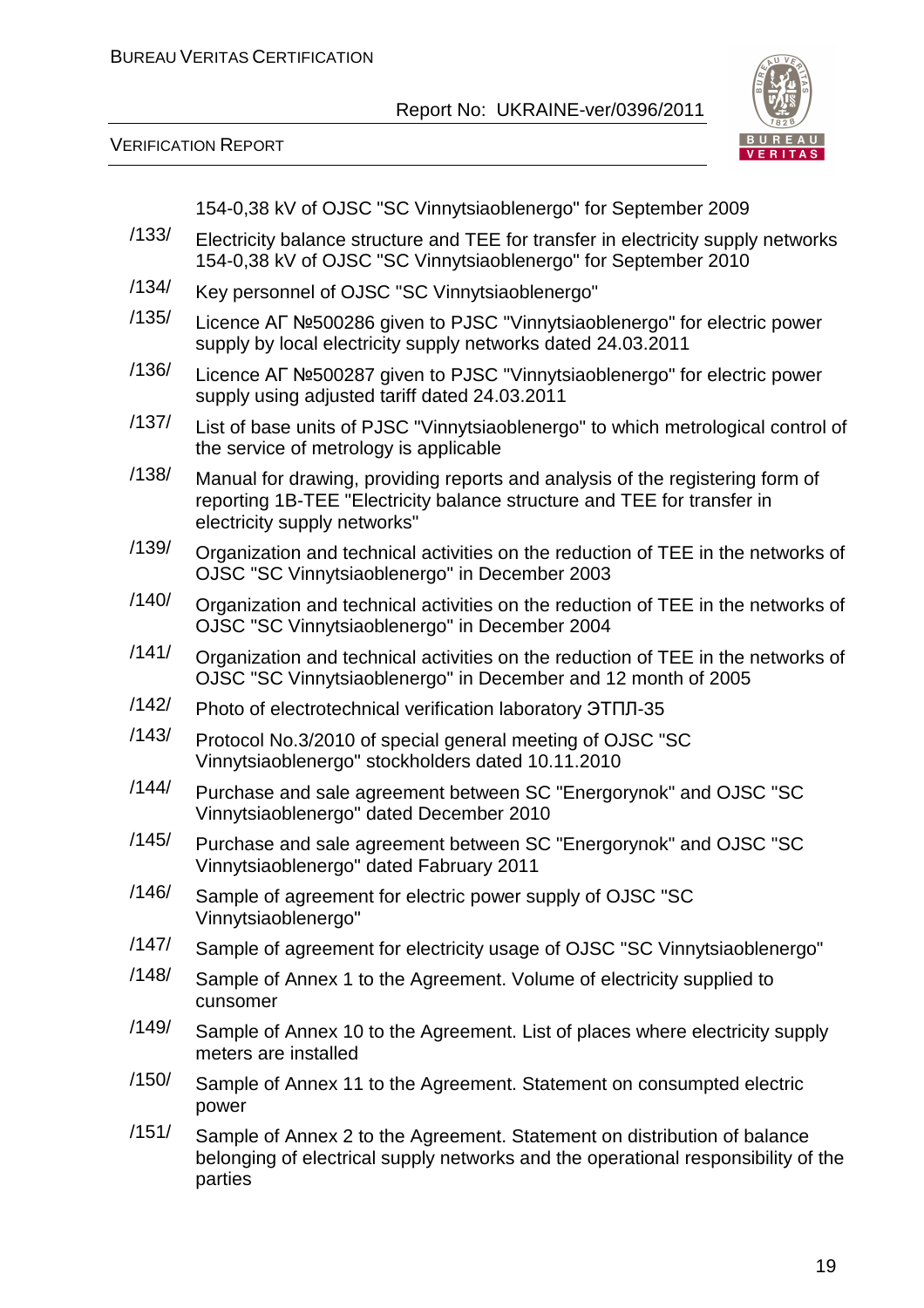154-0,38 kV of OJSC "SC Vinnytsiaoblenergo" for September 2009

/133/ Electricity balance structure and TEE for transfer in electricity supply networks 154-0,38 kV of OJSC "SC Vinnytsiaoblenergo" for September 2010

/134/ Key personnel of OJSC "SC Vinnytsiaoblenergo"

/135/ Licence АГ №500286 given to PJSC "Vinnytsiaoblenergo" for electric power supply by local electricity supply networks dated 24.03.2011

/136/ Licence АГ №500287 given to PJSC "Vinnytsiaoblenergo" for electric power supply using adjusted tariff dated 24.03.2011

/137/ List of base units of PJSC "Vinnytsiaoblenergo" to which metrological control of the service of metrology is applicable

/138/ Manual for drawing, providing reports and analysis of the registering form of reporting 1B-TEE "Electricity balance structure and TEE for transfer in electricity supply networks"

/139/ Organization and technical activities on the reduction of TEE in the networks of OJSC "SC Vinnytsiaoblenergo" in December 2003

/140/ Organization and technical activities on the reduction of TEE in the networks of OJSC "SC Vinnytsiaoblenergo" in December 2004

/141/ Organization and technical activities on the reduction of TEE in the networks of OJSC "SC Vinnytsiaoblenergo" in December and 12 month of 2005

/142/ Photo of electrotechnical verification laboratory ЭТПЛ-35

/143/ Protocol No.3/2010 of special general meeting of OJSC "SC Vinnytsiaoblenergo" stockholders dated 10.11.2010

/144/ Purchase and sale agreement between SC "Energorynok" and OJSC "SC Vinnytsiaoblenergo" dated December 2010

/145/ Purchase and sale agreement between SC "Energorynok" and OJSC "SC Vinnytsiaoblenergo" dated Fabruary 2011

/146/ Sample of agreement for electric power supply of OJSC "SC Vinnytsiaoblenergo"

/147/ Sample of agreement for electricity usage of OJSC "SC Vinnytsiaoblenergo"

/148/ Sample of Annex 1 to the Agreement. Volume of electricity supplied to cunsomer

/149/ Sample of Annex 10 to the Agreement. List of places where electricity supply meters are installed

/150/ Sample of Annex 11 to the Agreement. Statement on consumpted electric power

/151/ Sample of Annex 2 to the Agreement. Statement on distribution of balance belonging of electrical supply networks and the operational responsibility of the parties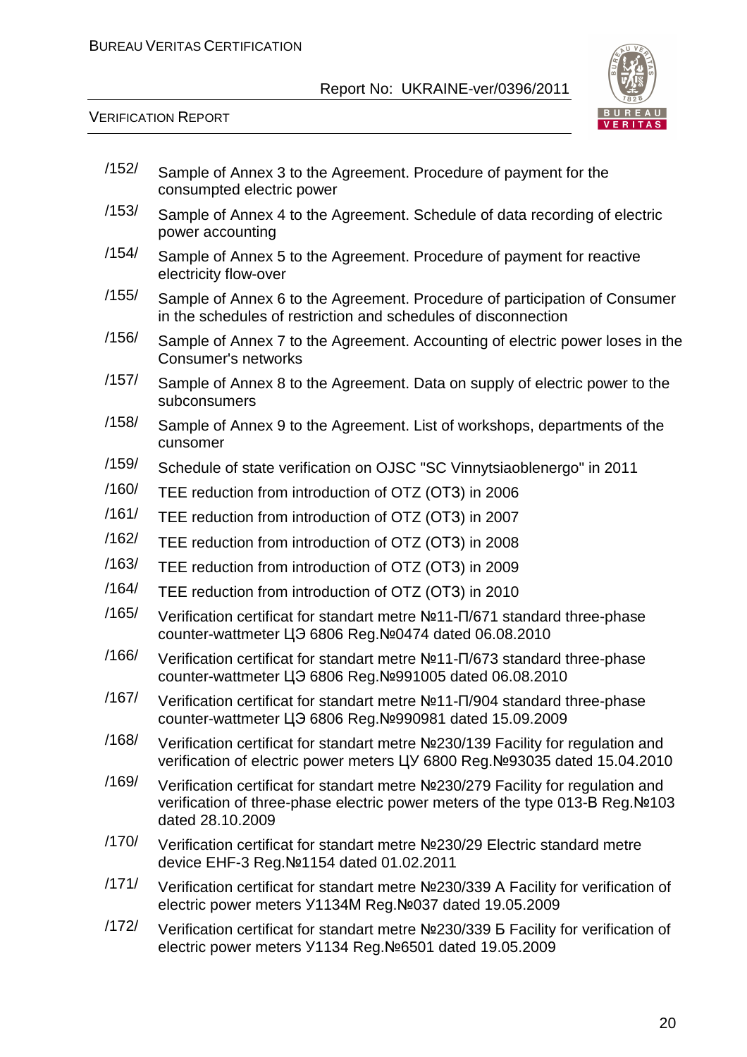/152/ Sample of Annex 3 to the Agreement. Procedure of payment for the consumpted electric power

/153/ Sample of Annex 4 to the Agreement. Schedule of data recording of electric power accounting

/154/ Sample of Annex 5 to the Agreement. Procedure of payment for reactive electricity flow-over

/155/ Sample of Annex 6 to the Agreement. Procedure of participation of Consumer in the schedules of restriction and schedules of disconnection

/156/ Sample of Annex 7 to the Agreement. Accounting of electric power loses in the Consumer's networks

/157/ Sample of Annex 8 to the Agreement. Data on supply of electric power to the subconsumers

/158/ Sample of Annex 9 to the Agreement. List of workshops, departments of the cunsomer

/159/ Schedule of state verification on OJSC "SC Vinnytsiaoblenergo" in 2011

/160/ TEE reduction from introduction of OTZ (ОТЗ) in 2006

/161/ TEE reduction from introduction of OTZ (ОТЗ) in 2007

/162/ TEE reduction from introduction of OTZ (ОТЗ) in 2008

/163/ TEE reduction from introduction of OTZ (ОТЗ) in 2009

/164/ TEE reduction from introduction of OTZ (ОТЗ) in 2010

/165/ Verification certificat for standart metre №11-П/671 standard three-phase counter-wattmeter ЦЭ 6806 Reg.№0474 dated 06.08.2010

/166/ Verification certificat for standart metre №11-П/673 standard three-phase counter-wattmeter ЦЭ 6806 Reg.№991005 dated 06.08.2010

/167/ Verification certificat for standart metre №11-П/904 standard three-phase counter-wattmeter ЦЭ 6806 Reg.№990981 dated 15.09.2009

/168/ Verification certificat for standart metre №230/139 Facility for regulation and verification of electric power meters ЦУ 6800 Reg.№93035 dated 15.04.2010

/169/ Verification certificat for standart metre №230/279 Facility for regulation and verification of three-phase electric power meters of the type 013-В Reg.№103 dated 28.10.2009

/170/ Verification certificat for standart metre №230/29 Electric standard metre device EHF-3 Reg.№1154 dated 01.02.2011

/171/ Verification certificat for standart metre №230/339 А Facility for verification of electric power meters У1134М Reg.№037 dated 19.05.2009

/172/ Verification certificat for standart metre №230/339 Б Facility for verification of electric power meters У1134 Reg.№6501 dated 19.05.2009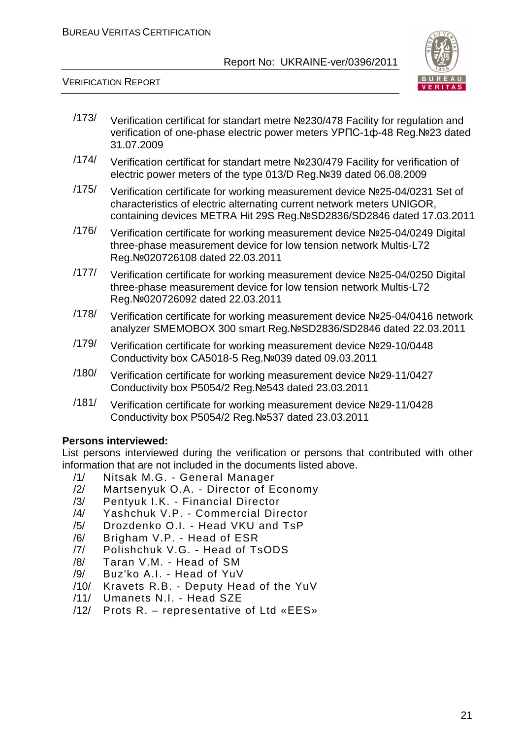/173/ Verification certificat for standart metre №230/478 Facility for regulation and verification of one-phase electric power meters УРПС-1ф-48 Reg.№23 dated 31.07.2009

/174/ Verification certificat for standart metre №230/479 Facility for verification of electric power meters of the type 013/D Reg.№39 dated 06.08.2009

/175/ Verification certificate for working measurement device №25-04/0231 Set of characteristics of electric alternating current network meters UNIGOR, containing devices METRA Hit 29S Reg.№SD2836/SD2846 dated 17.03.2011

/176/ Verification certificate for working measurement device №25-04/0249 Digital three-phase measurement device for low tension network Multis-L72 Reg.№020726108 dated 22.03.2011

/177/ Verification certificate for working measurement device №25-04/0250 Digital three-phase measurement device for low tension network Multis-L72 Reg.№020726092 dated 22.03.2011

/178/ Verification certificate for working measurement device №25-04/0416 network analyzer SMEMOBOX 300 smart Reg.№SD2836/SD2846 dated 22.03.2011

/179/ Verification certificate for working measurement device №29-10/0448 Conductivity box CA5018-5 Reg.№039 dated 09.03.2011

/180/ Verification certificate for working measurement device №29-11/0427 Conductivity box P5054/2 Reg.№543 dated 23.03.2011

/181/ Verification certificate for working measurement device №29-11/0428 Conductivity box P5054/2 Reg.№537 dated 23.03.2011

**Persons interviewed:**

List persons interviewed during the verification or persons that contributed with other information that are not included in the documents listed above.

/1/ Nitsak M.G. - General Manager
/2/ Martsenyuk O.A. - Director of Economy
/3/ Pentyuk I.K. - Financial Director
/4/ Yashchuk V.P. - Commercial Director
/5/ Drozdenko O.I. - Head VKU and TsP
/6/ Brigham V.P. - Head of ESR
/7/ Polishchuk V.G. - Head of TsODS
/8/ Taran V.M. - Head of SM
/9/ Buz'ko A.I. - Head of YuV
/10/ Kravets R.B. - Deputy Head of the YuV
/11/ Umanets N.I. - Head SZE
/12/ Prots R. – representative of Ltd «EES»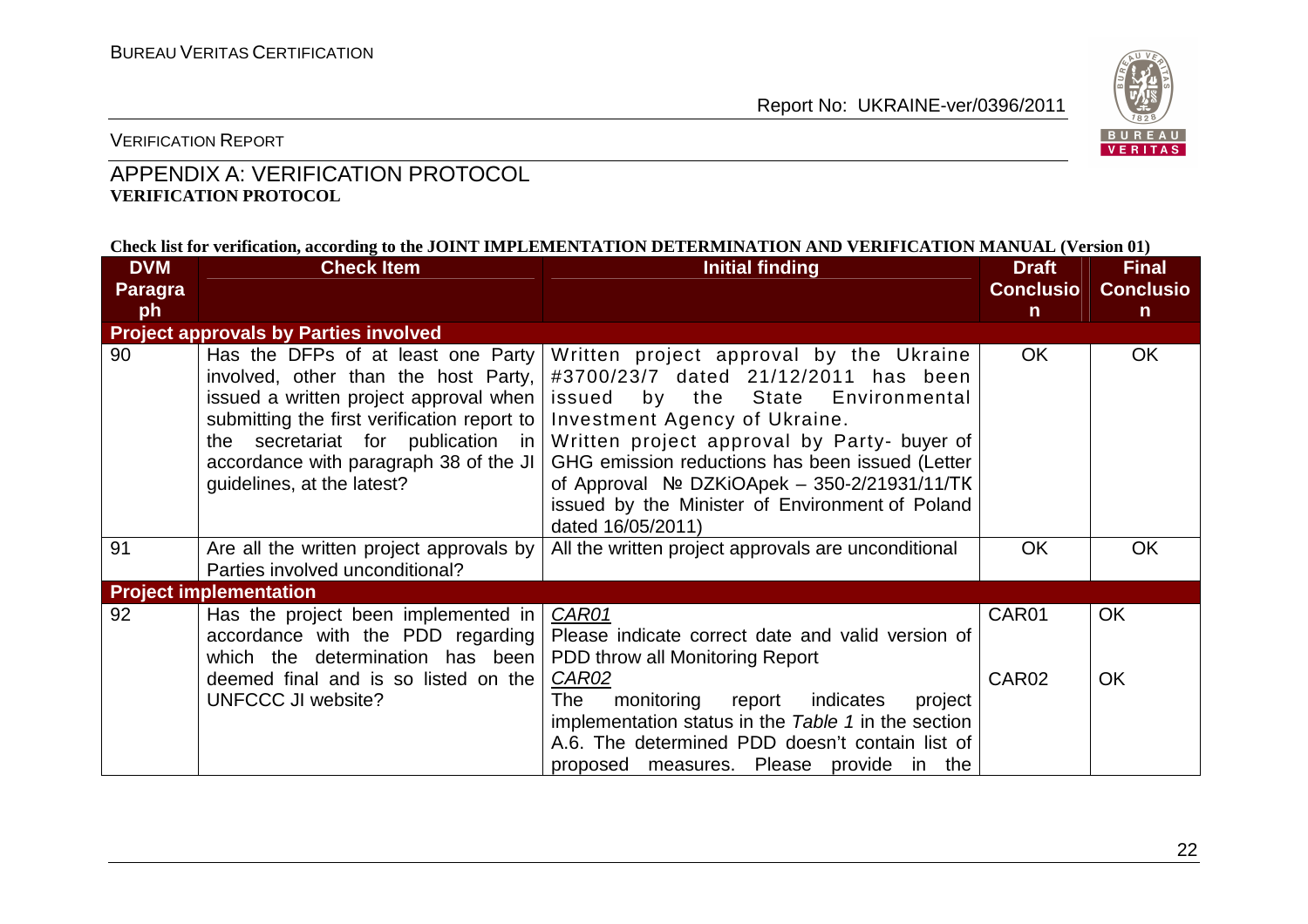VERIFICATION REPORT

## APPENDIX A: VERIFICATION PROTOCOL

**VERIFICATION PROTOCOL**

**Check list for verification, according to the JOINT IMPLEMENTATION DETERMINATION AND VERIFICATION MANUAL (Version 01)**

| DVM Paragraph | Check Item | Initial finding | Draft Conclusion | Final Conclusion |
|---|---|---|---|---|
| **Project approvals by Parties involved** | | | | |
| 90 | Has the DFPs of at least one Party involved, other than the host Party, issued a written project approval when submitting the first verification report to the secretariat for publication in accordance with paragraph 38 of the JI guidelines, at the latest? | Written project approval by the Ukraine #3700/23/7 dated 21/12/2011 has been issued by the State Environmental Investment Agency of Ukraine.<br>Written project approval by Party- buyer of GHG emission reductions has been issued (Letter of Approval № DZKiOApek – 350-2/21931/11/TK issued by the Minister of Environment of Poland dated 16/05/2011) | OK | OK |
| 91 | Are all the written project approvals by Parties involved unconditional? | All the written project approvals are unconditional | OK | OK |
| **Project implementation** | | | | |
| 92 | Has the project been implemented in accordance with the PDD regarding which the determination has been deemed final and is so listed on the UNFCCC JI website? | *CAR01*<br>Please indicate correct date and valid version of PDD throw all Monitoring Report<br>*CAR02*<br>The monitoring report indicates project implementation status in the *Table 1* in the section A.6. The determined PDD doesn't contain list of proposed measures. Please provide in the | CAR01<br><br><br>CAR02 | OK<br><br><br>OK |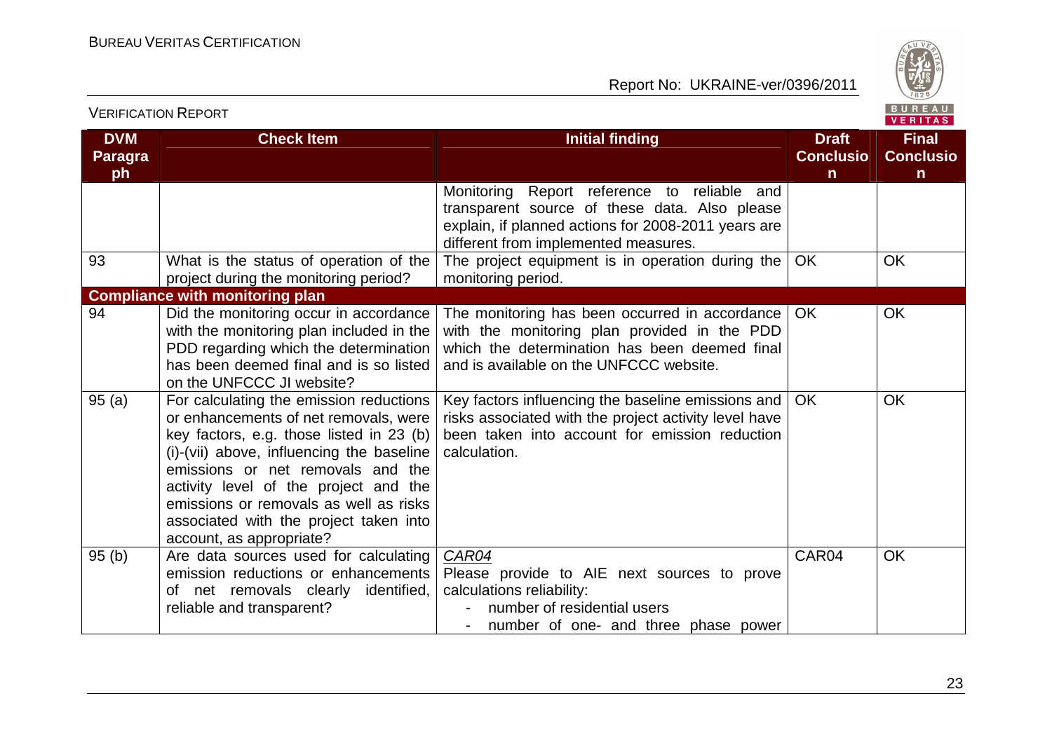| DVM Paragraph | Check Item | Initial finding | Draft Conclusion | Final Conclusion |
|---|---|---|---|---|
| | | Monitoring Report reference to reliable and transparent source of these data. Also please explain, if planned actions for 2008-2011 years are different from implemented measures. | | |
| 93 | What is the status of operation of the project during the monitoring period? | The project equipment is in operation during the monitoring period. | OK | OK |
| **Compliance with monitoring plan** | | | | |
| 94 | Did the monitoring occur in accordance with the monitoring plan included in the PDD regarding which the determination has been deemed final and is so listed on the UNFCCC JI website? | The monitoring has been occurred in accordance with the monitoring plan provided in the PDD which the determination has been deemed final and is available on the UNFCCC website. | OK | OK |
| 95 (a) | For calculating the emission reductions or enhancements of net removals, were key factors, e.g. those listed in 23 (b) (i)-(vii) above, influencing the baseline emissions or net removals and the activity level of the project and the emissions or removals as well as risks associated with the project taken into account, as appropriate? | Key factors influencing the baseline emissions and risks associated with the project activity level have been taken into account for emission reduction calculation. | OK | OK |
| 95 (b) | Are data sources used for calculating emission reductions or enhancements of net removals clearly identified, reliable and transparent? | <u>CAR04</u><br>Please provide to AIE next sources to prove calculations reliability:<br>- number of residential users<br>- number of one- and three phase power | CAR04 | OK |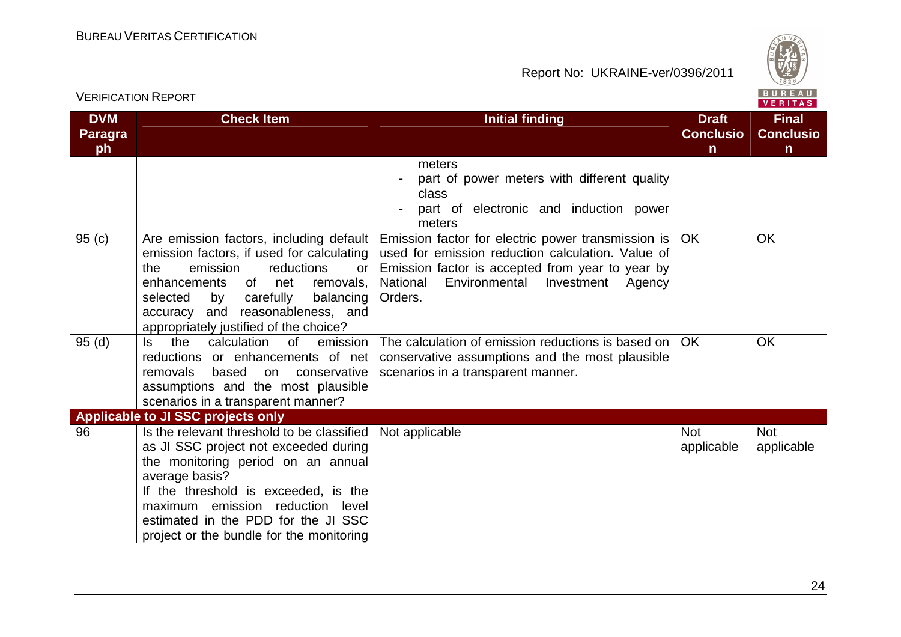| DVM Paragraph | Check Item | Initial finding | Draft Conclusion | Final Conclusion |
|---|---|---|---|---|
| | | meters<br>- part of power meters with different quality class<br>- part of electronic and induction power meters | | |
| 95 (c) | Are emission factors, including default emission factors, if used for calculating the emission reductions or enhancements of net removals, selected by carefully balancing accuracy and reasonableness, and appropriately justified of the choice? | Emission factor for electric power transmission is used for emission reduction calculation. Value of Emission factor is accepted from year to year by National Environmental Investment Agency Orders. | OK | OK |
| 95 (d) | Is the calculation of emission reductions or enhancements of net removals based on conservative assumptions and the most plausible scenarios in a transparent manner? | The calculation of emission reductions is based on conservative assumptions and the most plausible scenarios in a transparent manner. | OK | OK |
| **Applicable to JI SSC projects only** | | | | |
| 96 | Is the relevant threshold to be classified as JI SSC project not exceeded during the monitoring period on an annual average basis?<br>If the threshold is exceeded, is the maximum emission reduction level estimated in the PDD for the JI SSC project or the bundle for the monitoring | Not applicable | Not applicable | Not applicable |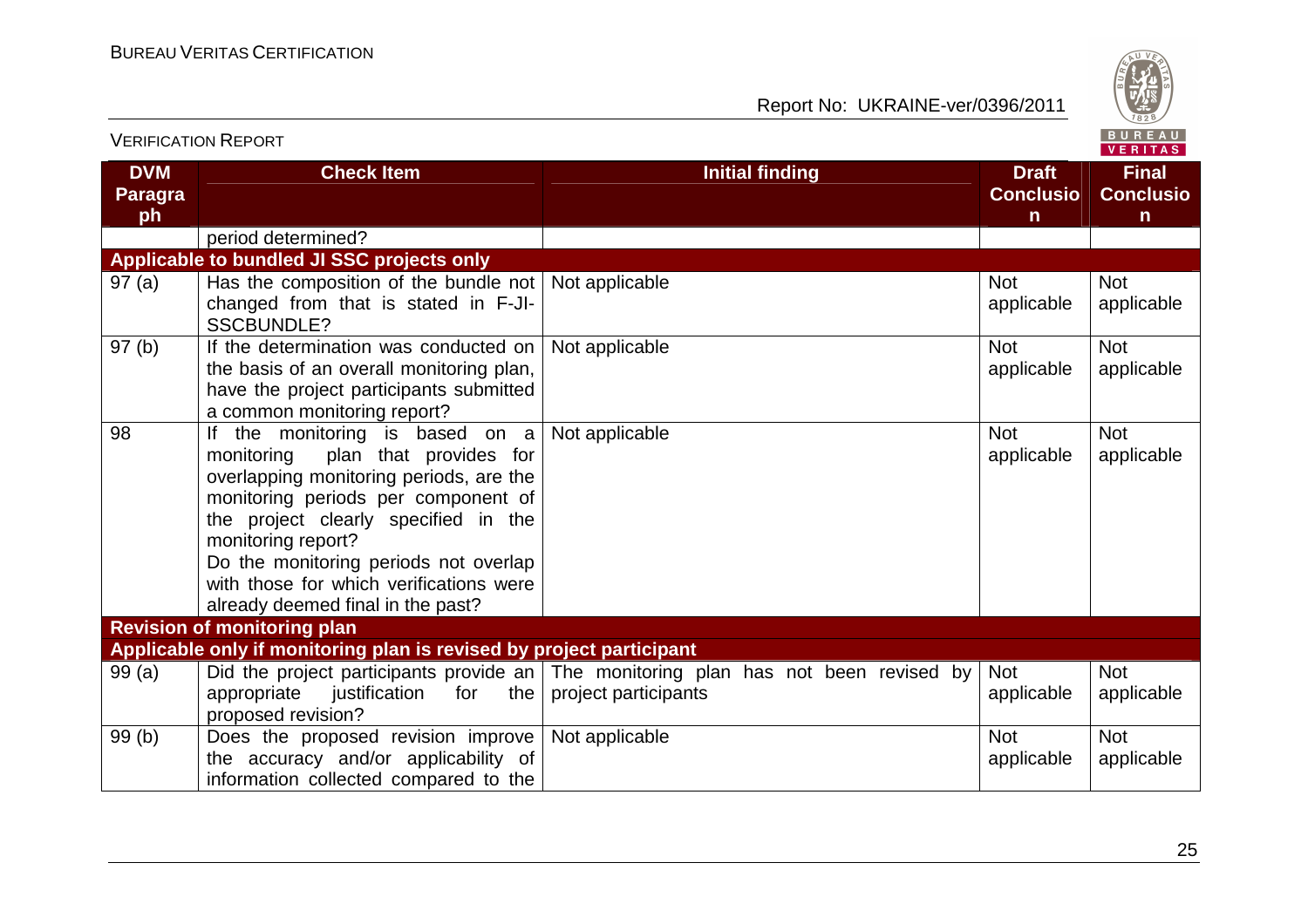| DVM Paragraph | Check Item | Initial finding | Draft Conclusion | Final Conclusion |
|---|---|---|---|---|
| | period determined? | | | |
| **Applicable to bundled JI SSC projects only** | | | | |
| 97 (a) | Has the composition of the bundle not changed from that is stated in F-JI-SSCBUNDLE? | Not applicable | Not applicable | Not applicable |
| 97 (b) | If the determination was conducted on the basis of an overall monitoring plan, have the project participants submitted a common monitoring report? | Not applicable | Not applicable | Not applicable |
| 98 | If the monitoring is based on a monitoring plan that provides for overlapping monitoring periods, are the monitoring periods per component of the project clearly specified in the monitoring report? Do the monitoring periods not overlap with those for which verifications were already deemed final in the past? | Not applicable | Not applicable | Not applicable |
| **Revision of monitoring plan** | | | | |
| **Applicable only if monitoring plan is revised by project participant** | | | | |
| 99 (a) | Did the project participants provide an appropriate justification for the proposed revision? | The monitoring plan has not been revised by project participants | Not applicable | Not applicable |
| 99 (b) | Does the proposed revision improve the accuracy and/or applicability of information collected compared to the | Not applicable | Not applicable | Not applicable |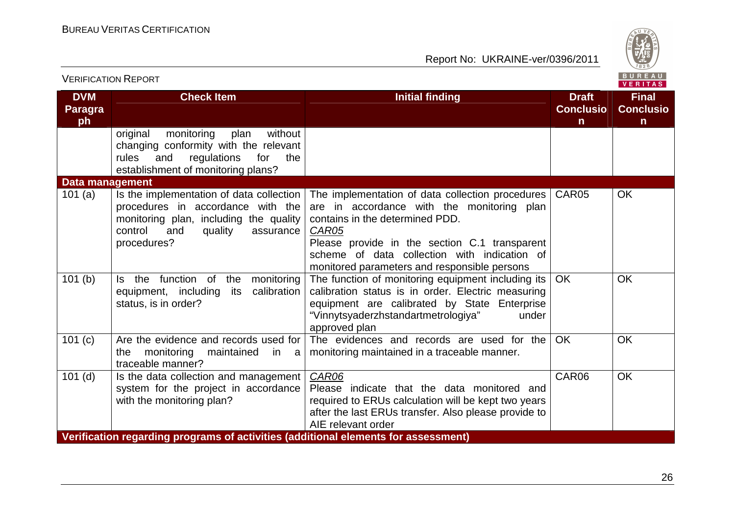| DVM Paragraph | Check Item | Initial finding | Draft Conclusion | Final Conclusion |
|---|---|---|---|---|
| | original monitoring plan without changing conformity with the relevant rules and regulations for the establishment of monitoring plans? | | | |
| **Data management** | | | | |
| 101 (a) | Is the implementation of data collection procedures in accordance with the monitoring plan, including the quality control and quality assurance procedures? | The implementation of data collection procedures are in accordance with the monitoring plan contains in the determined PDD.<br>*CAR05*<br>Please provide in the section C.1 transparent scheme of data collection with indication of monitored parameters and responsible persons | CAR05 | OK |
| 101 (b) | Is the function of the monitoring equipment, including its calibration status, is in order? | The function of monitoring equipment including its calibration status is in order. Electric measuring equipment are calibrated by State Enterprise "Vinnytsyaderzhstandartmetrologiya" under approved plan | OK | OK |
| 101 (c) | Are the evidence and records used for the monitoring maintained in a traceable manner? | The evidences and records are used for the monitoring maintained in a traceable manner. | OK | OK |
| 101 (d) | Is the data collection and management system for the project in accordance with the monitoring plan? | *CAR06*<br>Please indicate that the data monitored and required to ERUs calculation will be kept two years after the last ERUs transfer. Also please provide to AIE relevant order | CAR06 | OK |
| **Verification regarding programs of activities (additional elements for assessment)** | | | | |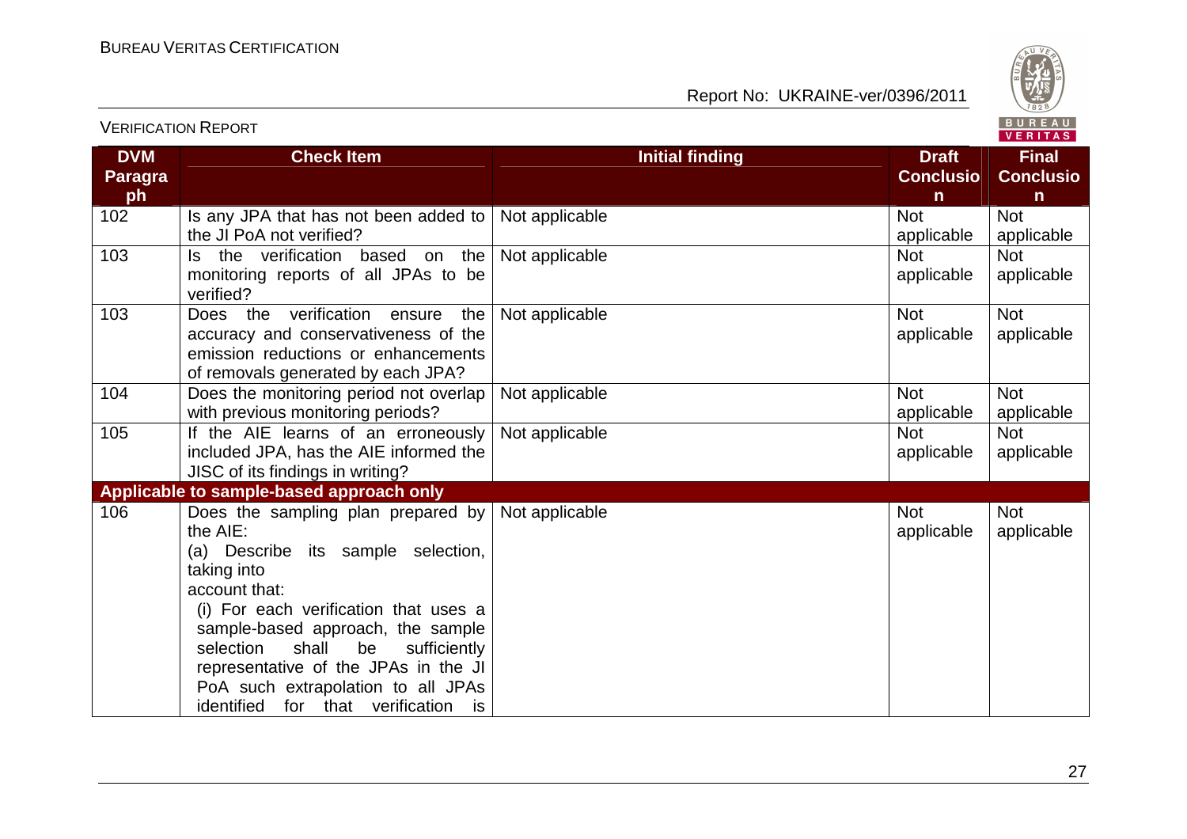| DVM Paragraph | Check Item | Initial finding | Draft Conclusion | Final Conclusion |
|---|---|---|---|---|
| 102 | Is any JPA that has not been added to the JI PoA not verified? | Not applicable | Not applicable | Not applicable |
| 103 | Is the verification based on the monitoring reports of all JPAs to be verified? | Not applicable | Not applicable | Not applicable |
| 103 | Does the verification ensure the accuracy and conservativeness of the emission reductions or enhancements of removals generated by each JPA? | Not applicable | Not applicable | Not applicable |
| 104 | Does the monitoring period not overlap with previous monitoring periods? | Not applicable | Not applicable | Not applicable |
| 105 | If the AIE learns of an erroneously included JPA, has the AIE informed the JISC of its findings in writing? | Not applicable | Not applicable | Not applicable |
| **Applicable to sample-based approach only** | | | | |
| 106 | Does the sampling plan prepared by the AIE:<br>(a) Describe its sample selection, taking into account that:<br>(i) For each verification that uses a sample-based approach, the sample selection shall be sufficiently representative of the JPAs in the JI PoA such extrapolation to all JPAs identified for that verification is | Not applicable | Not applicable | Not applicable |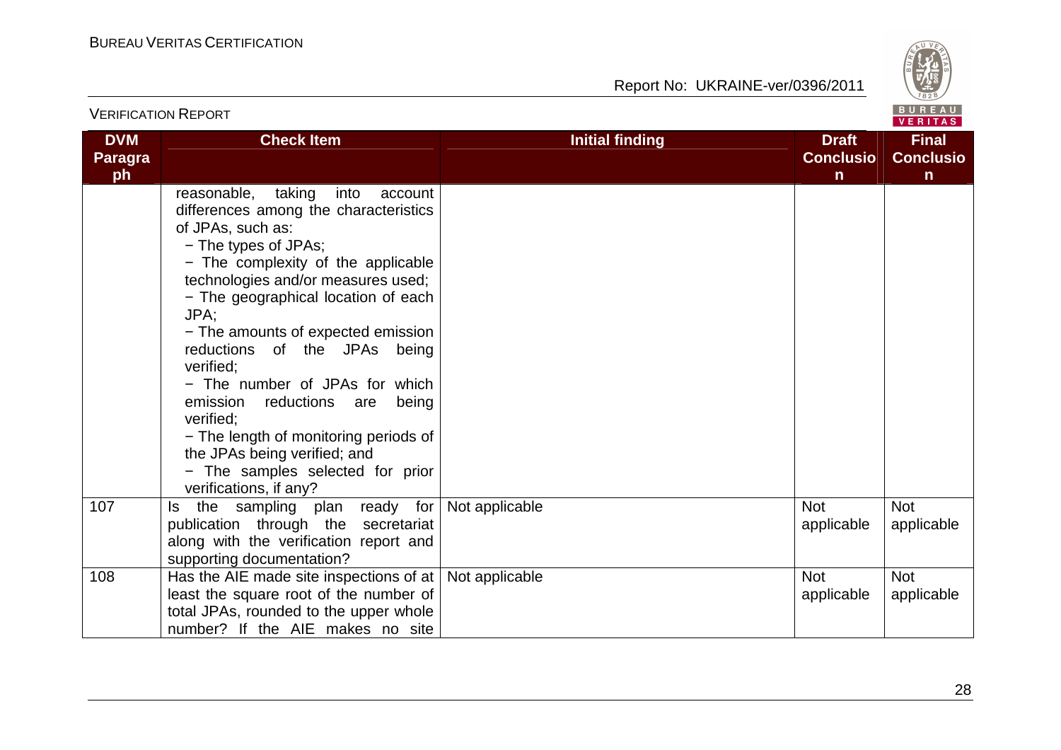| DVM Paragraph | Check Item | Initial finding | Draft Conclusion | Final Conclusion |
|---|---|---|---|---|
| | reasonable, taking into account differences among the characteristics of JPAs, such as:<br>− The types of JPAs;<br>− The complexity of the applicable technologies and/or measures used;<br>− The geographical location of each JPA;<br>− The amounts of expected emission reductions of the JPAs being verified;<br>− The number of JPAs for which emission reductions are being verified;<br>− The length of monitoring periods of the JPAs being verified; and<br>− The samples selected for prior verifications, if any? | | | |
| 107 | Is the sampling plan ready for publication through the secretariat along with the verification report and supporting documentation? | Not applicable | Not applicable | Not applicable |
| 108 | Has the AIE made site inspections of at least the square root of the number of total JPAs, rounded to the upper whole number? If the AIE makes no site | Not applicable | Not applicable | Not applicable |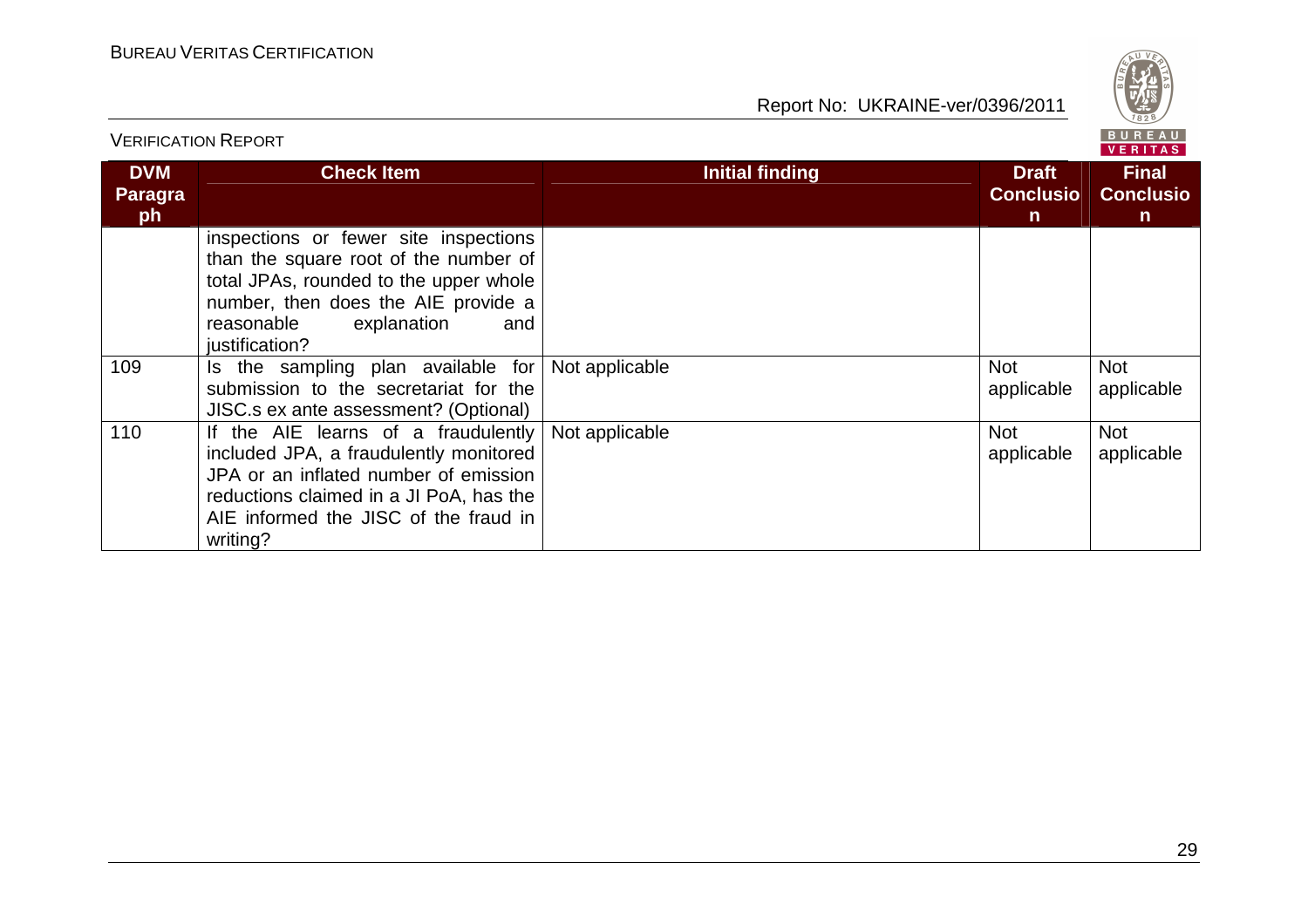| DVM Paragraph | Check Item | Initial finding | Draft Conclusion | Final Conclusion |
|---|---|---|---|---|
| | inspections or fewer site inspections than the square root of the number of total JPAs, rounded to the upper whole number, then does the AIE provide a reasonable explanation and justification? | | | |
| 109 | Is the sampling plan available for submission to the secretariat for the JISC.s ex ante assessment? (Optional) | Not applicable | Not applicable | Not applicable |
| 110 | If the AIE learns of a fraudulently included JPA, a fraudulently monitored JPA or an inflated number of emission reductions claimed in a JI PoA, has the AIE informed the JISC of the fraud in writing? | Not applicable | Not applicable | Not applicable |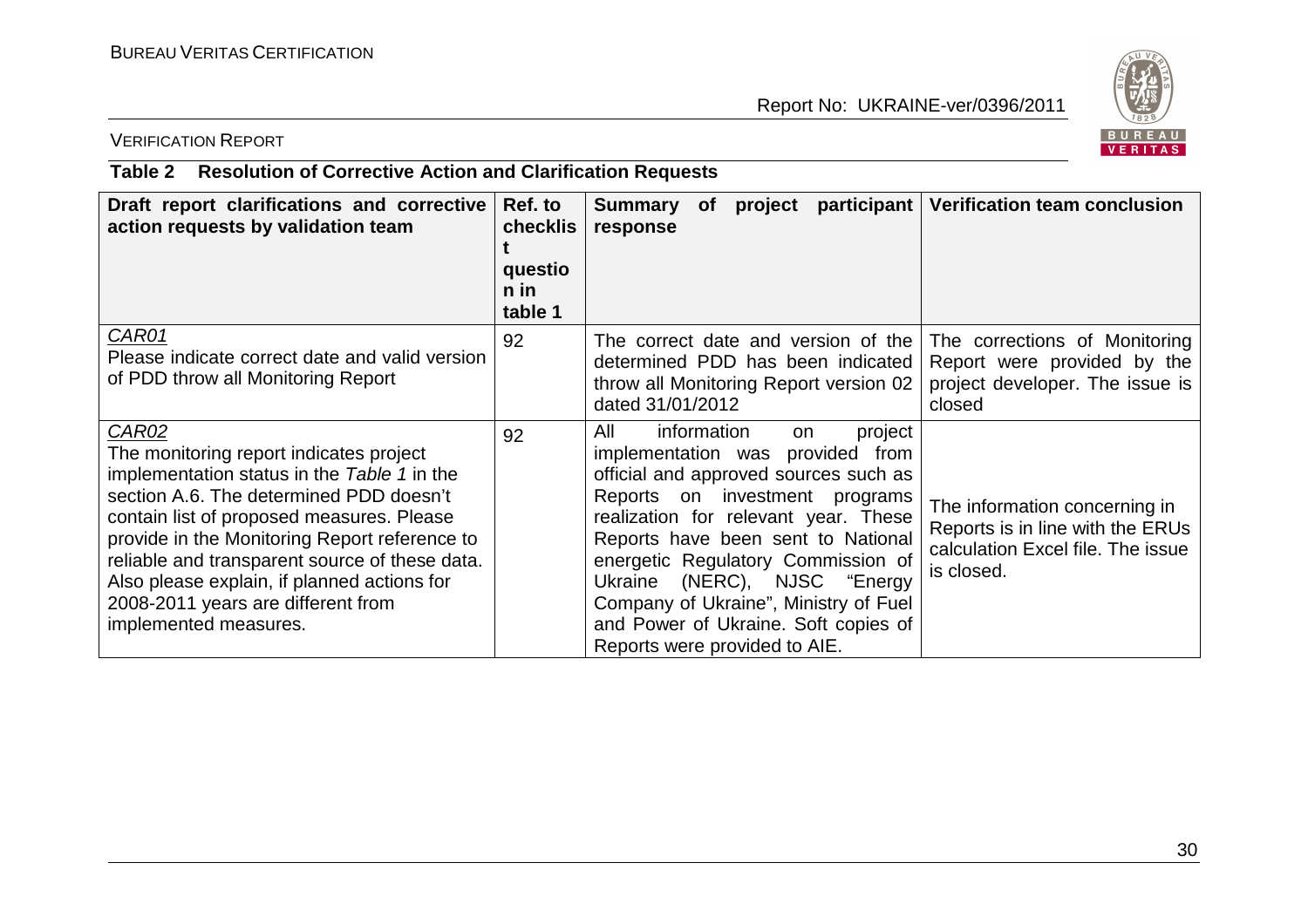**Table 2 Resolution of Corrective Action and Clarification Requests**

| Draft report clarifications and corrective action requests by validation team | Ref. to checklist question in table 1 | Summary of project participant response | Verification team conclusion |
|---|---|---|---|
| *CAR01*<br>Please indicate correct date and valid version of PDD throw all Monitoring Report | 92 | The correct date and version of the determined PDD has been indicated throw all Monitoring Report version 02 dated 31/01/2012 | The corrections of Monitoring Report were provided by the project developer. The issue is closed |
| *CAR02*<br>The monitoring report indicates project implementation status in the *Table 1* in the section A.6. The determined PDD doesn't contain list of proposed measures. Please provide in the Monitoring Report reference to reliable and transparent source of these data. Also please explain, if planned actions for 2008-2011 years are different from implemented measures. | 92 | All information on project implementation was provided from official and approved sources such as Reports on investment programs realization for relevant year. These Reports have been sent to National energetic Regulatory Commission of Ukraine (NERC), NJSC "Energy Company of Ukraine", Ministry of Fuel and Power of Ukraine. Soft copies of Reports were provided to AIE. | The information concerning in Reports is in line with the ERUs calculation Excel file. The issue is closed. |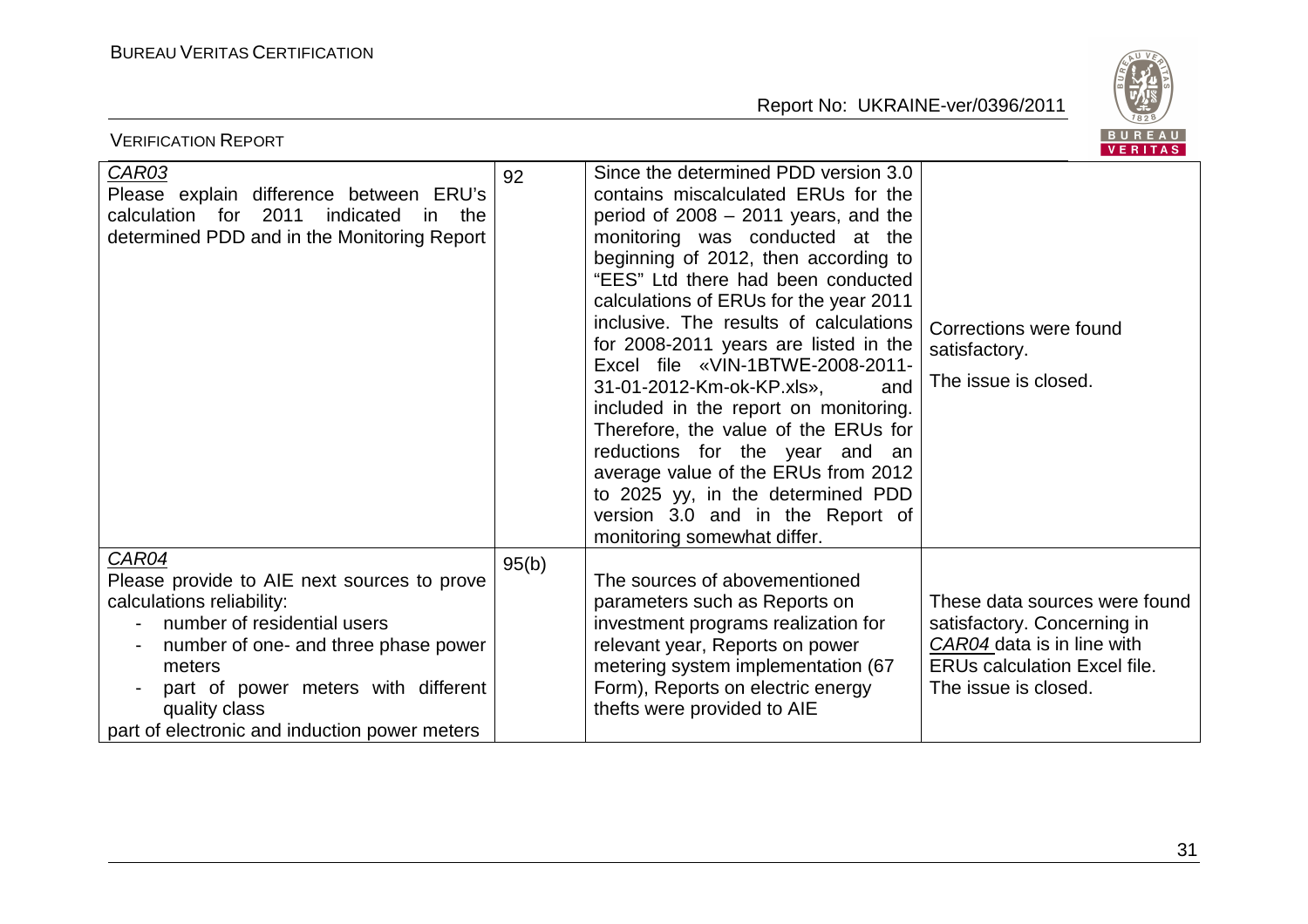| | | | |
|---|---|---|---|
| *CAR03*<br>Please explain difference between ERU's calculation for 2011 indicated in the determined PDD and in the Monitoring Report | 92 | Since the determined PDD version 3.0 contains miscalculated ERUs for the period of 2008 – 2011 years, and the monitoring was conducted at the beginning of 2012, then according to "EES" Ltd there had been conducted calculations of ERUs for the year 2011 inclusive. The results of calculations for 2008-2011 years are listed in the Excel file «VIN-1BTWE-2008-2011-31-01-2012-Km-ok-KP.xls», and included in the report on monitoring. Therefore, the value of the ERUs for reductions for the year and an average value of the ERUs from 2012 to 2025 yy, in the determined PDD version 3.0 and in the Report of monitoring somewhat differ. | Corrections were found satisfactory.<br><br>The issue is closed. |
| *CAR04*<br>Please provide to AIE next sources to prove calculations reliability:<br>- number of residential users<br>- number of one- and three phase power meters<br>- part of power meters with different quality class<br>part of electronic and induction power meters | 95(b) | The sources of abovementioned parameters such as Reports on investment programs realization for relevant year, Reports on power metering system implementation (67 Form), Reports on electric energy thefts were provided to AIE | These data sources were found satisfactory. Concerning in *CAR04* data is in line with ERUs calculation Excel file. The issue is closed. |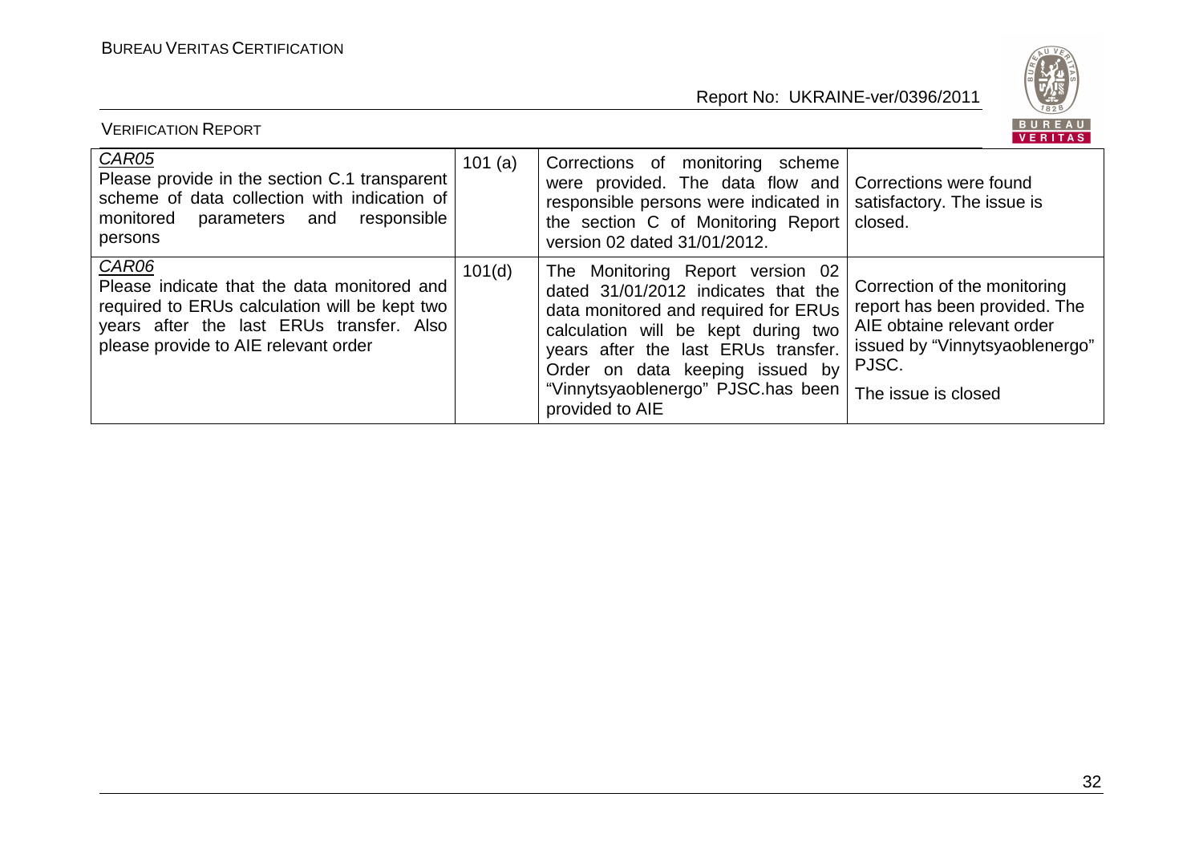| | | | |
|---|---|---|---|
| *CAR05* Please provide in the section C.1 transparent scheme of data collection with indication of monitored parameters and responsible persons | 101 (a) | Corrections of monitoring scheme were provided. The data flow and responsible persons were indicated in the section C of Monitoring Report version 02 dated 31/01/2012. | Corrections were found satisfactory. The issue is closed. |
| *CAR06* Please indicate that the data monitored and required to ERUs calculation will be kept two years after the last ERUs transfer. Also please provide to AIE relevant order | 101(d) | The Monitoring Report version 02 dated 31/01/2012 indicates that the data monitored and required for ERUs calculation will be kept during two years after the last ERUs transfer. Order on data keeping issued by "Vinnytsyaoblenergo" PJSC.has been provided to AIE | Correction of the monitoring report has been provided. The AIE obtaine relevant order issued by "Vinnytsyaoblenergo" PJSC. The issue is closed |